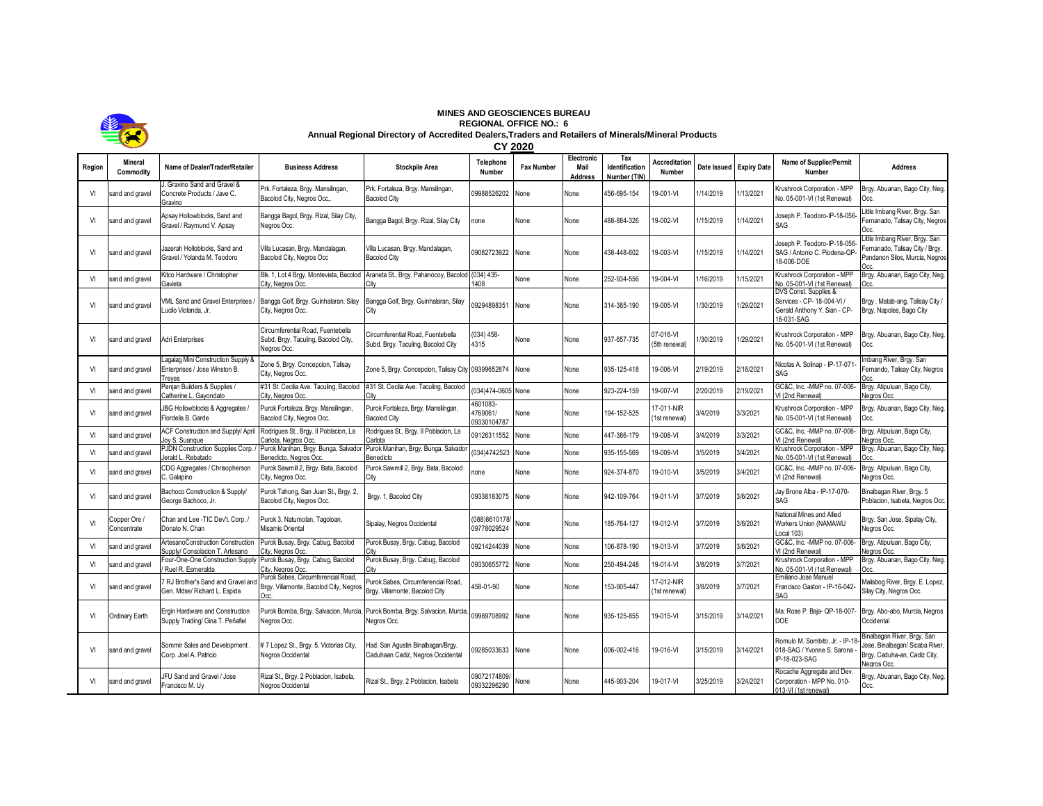**MINES AND GEOSCIENCES BUREAU**
**REGIONAL OFFICE NO.: 6**
**Annual Regional Directory of Accredited Dealers,Traders and Retailers of Minerals/Mineral Products**
**CY 2020**

| Region | Mineral Commodity | Name of Dealer/Trader/Retailer | Business Address | Stockpile Area | Telephone Number | Fax Number | Electronic Mail Address | Tax Identification Number (TIN) | Accreditation Number | Date Issued | Expiry Date | Name of Supplier/Permit Number | Address |
|---|---|---|---|---|---|---|---|---|---|---|---|---|---|
| VI | sand and gravel | J. Gravino Sand and Gravel & Concrete Products / Jave C. Gravino | Prk. Fortaleza, Brgy. Mansilingan, Bacolod City, Negros Occ,. | Prk. Fortaleza, Brgy. Mansilingan, Bacolod City | 09988526202 | None | None | 456-695-154 | 19-001-VI | 1/14/2019 | 1/13/2021 | Krushrock Corporation - MPP No. 05-001-VI (1st Renewal) | Brgy. Abuanan, Bago City, Neg. Occ. |
| VI | sand and gravel | Apsay Hollowblocks, Sand and Gravel / Raymund V. Apsay | Bangga Bagol, Brgy. Rizal, Silay City, Negros Occ. | Bangga Bagol, Brgy. Rizal, Silay City | none | None | None | 488-884-326 | 19-002-VI | 1/15/2019 | 1/14/2021 | Joseph P. Teodoro-IP-18-056-SAG | Little Imbang River, Brgy. San Fernanado, Talisay City, Negros Occ. |
| VI | sand and gravel | Jazerah Holloblocks, Sand and Gravel / Yolanda M. Teodoro | Villa Lucasan, Brgy. Mandalagan, Bacolod City, Negros Occ | Villa Lucasan, Brgy. Mandalagan, Bacolod City | 09082723922 | None | None | 438-448-602 | 19-003-VI | 1/15/2019 | 1/14/2021 | Joseph P. Teodoro-IP-18-056-SAG / Antonio C. Piodena-QP-18-006-DOE | Little Imbang River, Brgy. San Fernanado, Talisay City / Brgy. Pandanon Silos, Murcia, Negros Occ. |
| VI | sand and gravel | Kitco Hardware / Christopher Gavieta | Blk. 1, Lot 4 Brgy. Montevista, Bacolod City, Negros Occ. | Araneta St., Brgy. Pahanocoy, Bacolod City | (034) 435-1408 | None | None | 252-934-556 | 19-004-VI | 1/16/2019 | 1/15/2021 | Krushrock Corporation - MPP No. 05-001-VI (1st Renewal) | Brgy. Abuanan, Bago City, Neg. Occ. |
| VI | sand and gravel | VML Sand and Gravel Enterprises / Lucilo Violanda, Jr. | Bangga Golf, Brgy. Guinhalaran, Silay City, Negros Occ. | Bangga Golf, Brgy. Guinhalaran, Silay City | 09294898351 | None | None | 314-385-190 | 19-005-VI | 1/30/2019 | 1/29/2021 | DVS Const. Supplies & Services - CP- 18-004-VI / Gerald Anthony Y. Sian - CP-18-031-SAG | Brgy . Matab-ang, Talisay City / Brgy. Napoles, Bago City |
| VI | sand and gravel | Adri Enterprises | Circumferential Road, Fuentebella Subd. Brgy. Taculing, Bacolod City, Negros Occ. | Circumferential Road, Fuentebella Subd. Brgy. Taculing, Bacolod City | (034) 458-4315 | None | None | 937-657-735 | 07-016-VI (5th renewal) | 1/30/2019 | 1/29/2021 | Krushrock Corporation - MPP No. 05-001-VI (1st Renewal) | Brgy. Abuanan, Bago City, Neg. Occ. |
| VI | sand and gravel | Lagalag Mini Construction Supply & Enterprises / Jose Winston B. Treyes | Zone 5, Brgy. Concepcion, Talisay City, Negros Occ. | Zone 5, Brgy. Concepcion, Talisay City | 09399652874 | None | None | 935-125-418 | 19-006-VI | 2/19/2019 | 2/18/2021 | Nicolas A. Solinap - IP-17-071-SAG | Imbang River, Brgy. San Fernando, Talisay City, Negros Occ. |
| VI | sand and gravel | Penjan Builders & Supplies / Catherine L. Gayondato | #31 St. Cecilia Ave. Taculing, Bacolod City, Negros Occ. | #31 St. Cecilia Ave. Taculing, Bacolod City | (034)474-0605 | None | None | 923-224-159 | 19-007-VI | 2/20/2019 | 2/19/2021 | GC&C, Inc. -MMP no. 07-006-VI (2nd Renewal) | Brgy. Atipuluan, Bago City, Negros Occ. |
| VI | sand and gravel | JBG Hollowblocks & Aggregates / Flordelis B. Garde | Purok Fortaleza, Brgy. Mansilingan, Bacolod City, Negros Occ. | Purok Fortaleza, Brgy. Mansilingan, Bacolod City | 4601083-4769061/ 09330104787 | None | None | 194-152-525 | 17-011-NIR (1st renewal) | 3/4/2019 | 3/3/2021 | Krushrock Corporation - MPP No. 05-001-VI (1st Renewal) | Brgy. Abuanan, Bago City, Neg. Occ. |
| VI | sand and gravel | ACF Construction and Supply/ April Joy S. Suanque | Rodrigues St., Brgy. II Poblacion, La Carlota, Negros Occ. | Rodrigues St., Brgy. II Poblacion, La Carlota | 09126311552 | None | None | 447-386-179 | 19-008-VI | 3/4/2019 | 3/3/2021 | GC&C, Inc. -MMP no. 07-006-VI (2nd Renewal) | Brgy. Atipuluan, Bago City, Negros Occ. |
| VI | sand and gravel | PJDN Construction Supplies Corp. / Jerald L. Rebatado | Purok Manihan, Brgy. Bunga, Salvador Benedicto, Negros Occ. | Purok Manihan, Brgy. Bunga, Salvador Benedicto | (034)4742523 | None | None | 935-155-569 | 19-009-VI | 3/5/2019 | 3/4/2021 | Krushrock Corporation - MPP No. 05-001-VI (1st Renewal) | Brgy. Abuanan, Bago City, Neg. Occ. |
| VI | sand and gravel | CDG Aggregates / Chrisopherson C. Galapino | Purok Sawmill 2, Brgy. Bata, Bacolod City, Negros Occ. | Purok Sawmill 2, Brgy. Bata, Bacolod City | none | None | None | 924-374-870 | 19-010-VI | 3/5/2019 | 3/4/2021 | GC&C, Inc. -MMP no. 07-006-VI (2nd Renewal) | Brgy. Atipuluan, Bago City, Negros Occ. |
| VI | sand and gravel | Bachoco Construction & Supply/ George Bachoco, Jr. | Purok Tahong, San Juan St., Brgy. 2, Bacolod City, Negros Occ. | Brgy. 1, Bacolod City | 09338183075 | None | None | 942-109-764 | 19-011-VI | 3/7/2019 | 3/6/2021 | Jay Brone Alba - IP-17-070-SAG | Binalbagan River, Brgy. 5 Poblacion, Isabela, Negros Occ. |
| VI | Copper Ore / Concentrate | Chan and Lee -TIC Dev't. Corp. / Donato N. Chan | Purok 3, Natumolan, Tagoloan, Misamis Oriental | Sipalay, Negros Occidental | (088)8610178/ 09778029524 | None | None | 185-764-127 | 19-012-VI | 3/7/2019 | 3/6/2021 | National Mines and Allied Workers Union (NAMAWU Local 103) | Brgy. San Jose, Sipalay City, Negros Occ. |
| VI | sand and gravel | ArtesanoConstruction Construction Supply/ Consolacion T. Artesano | Purok Busay, Brgy. Cabug, Bacolod City, Negros Occ. | Purok Busay, Brgy. Cabug, Bacolod City | 09214244039 | None | None | 106-878-190 | 19-013-VI | 3/7/2019 | 3/6/2021 | GC&C, Inc. -MMP no. 07-006-VI (2nd Renewal) | Brgy. Atipuluan, Bago City, Negros Occ. |
| VI | sand and gravel | Four-One-One Construction Supply / Ruel R. Esmeralda | Purok Busay, Brgy. Cabug, Bacolod City, Negros Occ. | Purok Busay, Brgy. Cabug, Bacolod City | 09330655772 | None | None | 250-494-248 | 19-014-VI | 3/8/2019 | 3/7/2021 | Krushrock Corporation - MPP No. 05-001-VI (1st Renewal) | Brgy. Abuanan, Bago City, Neg. Occ. |
| VI | sand and gravel | 7 RJ Brother's Sand and Gravel and Gen. Mdse/ Richard L. Espida | Purok Sabes, Circumferencial Road, Brgy. Villamonte, Bacolod City, Negros Occ. | Purok Sabes, Circumferencial Road, Brgy. Villamonte, Bacolod City | 458-01-90 | None | None | 153-905-447 | 17-012-NIR (1st renewal) | 3/8/2019 | 3/7/2021 | Emiliano Jose Manuel Francisco Gaston - IP-16-042-SAG | Malisbog River, Brgy. E. Lopez, Silay City, Negros Occ. |
| VI | Ordinary Earth | Ergin Hardware and Construction Supply Trading/ Gina T. Peñafiel | Purok Bomba, Brgy. Salvacion, Murcia, Negros Occ. | Purok Bomba, Brgy. Salvacion, Murcia, Negros Occ. | 09989708992 | None | None | 935-125-855 | 19-015-VI | 3/15/2019 | 3/14/2021 | Ma. Rose P. Baja- QP-18-007-DOE | Brgy. Abo-abo, Murcia, Negros Occidental |
| VI | sand and gravel | Sommir Sales and Development . Corp. Joel A. Patricio | # 7 Lopez St., Brgy. 5, Victorias City, Negros Occidental | Had. San Agustin Binalbagan/Brgy. Caduhaan Cadiz, Negros Occidental | 09285033633 | None | None | 006-002-416 | 19-016-VI | 3/15/2019 | 3/14/2021 | Romulo M. Sombito, Jr. - IP-18-018-SAG / Yvonne S. Sarona - IP-18-023-SAG | Binalbagan River, Brgy. San Jose, Binalbagan/ Sicaba River, Brgy. Caduha-an, Cadiz City, Negros Occ. |
| VI | sand and gravel | JFU Sand and Gravel / Jose Francisco M. Uy | Rizal St., Brgy. 2 Poblacion, Isabela, Negros Occidental | Rizal St., Brgy. 2 Poblacion, Isabela | 09072174809/ 09332296290 | None | None | 445-903-204 | 19-017-VI | 3/25/2019 | 3/24/2021 | Rocache Aggregate and Dev. Corporation - MPP No. 010-013-VI (1st renewal) | Brgy. Abuanan, Bago City, Neg. Occ. |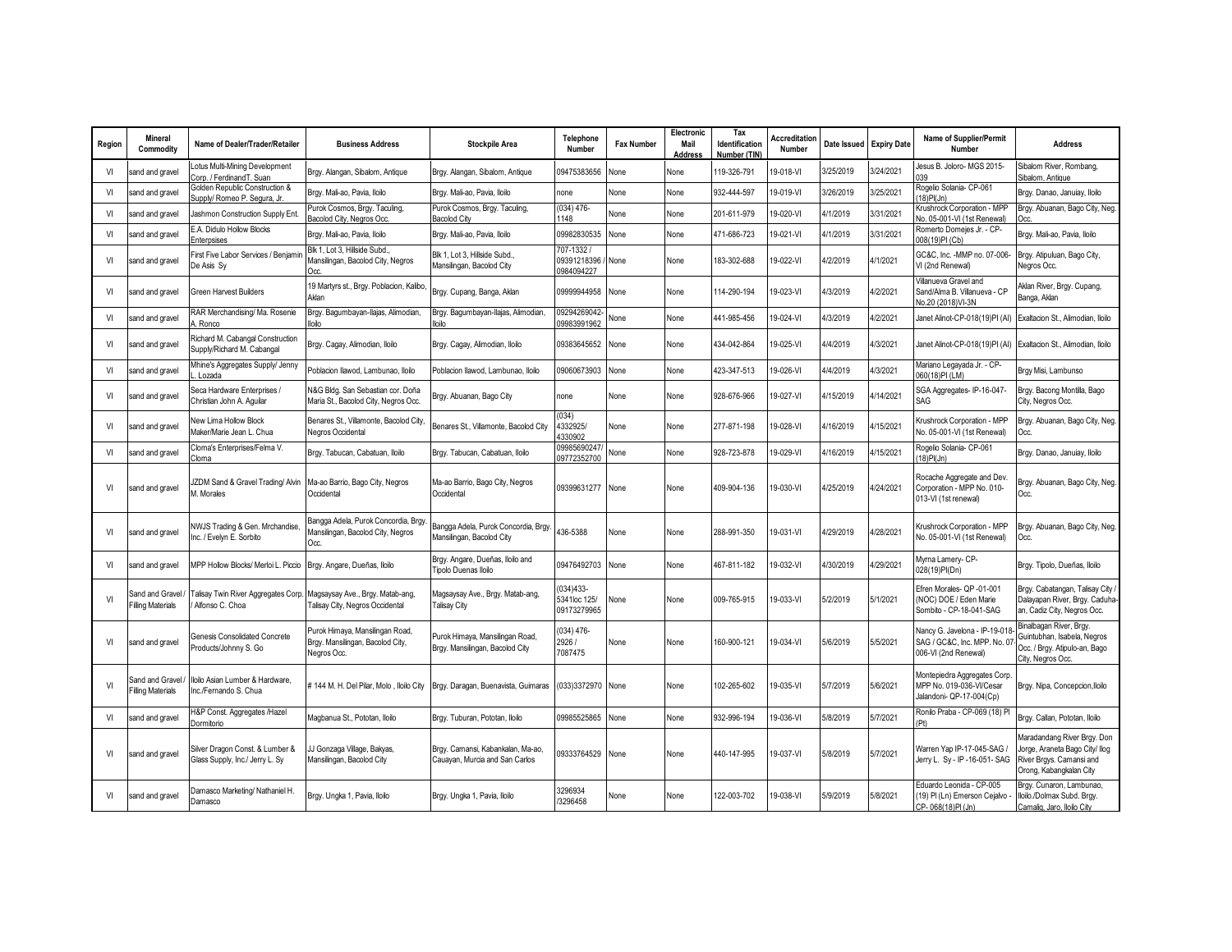| Region | Mineral Commodity | Name of Dealer/Trader/Retailer | Business Address | Stockpile Area | Telephone Number | Fax Number | Electronic Mail Address | Tax Identification Number (TIN) | Accreditation Number | Date Issued | Expiry Date | Name of Supplier/Permit Number | Address |
|---|---|---|---|---|---|---|---|---|---|---|---|---|---|
| VI | sand and gravel | Lotus Multi-Mining Development Corp. / FerdinandT. Suan | Brgy. Alangan, Sibalom, Antique | Brgy. Alangan, Sibalom, Antique | 09475383656 | None | None | 119-326-791 | 19-018-VI | 3/25/2019 | 3/24/2021 | Jesus B. Joloro- MGS 2015-039 | Sibalom River, Rombang, Sibalom, Antique |
| VI | sand and gravel | Golden Republic Construction & Supply/ Romeo P. Segura, Jr. | Brgy. Mali-ao, Pavia, Iloilo | Brgy. Mali-ao, Pavia, Iloilo | none | None | None | 932-444-597 | 19-019-VI | 3/26/2019 | 3/25/2021 | Rogelio Solania- CP-061 (18)PI(Jn) | Brgy. Danao, Januiay, Iloilo |
| VI | sand and gravel | Jashmon Construction Supply Ent. | Purok Cosmos, Brgy. Taculing, Bacolod City, Negros Occ. | Purok Cosmos, Brgy. Taculing, Bacolod City | (034) 476-1148 | None | None | 201-611-979 | 19-020-VI | 4/1/2019 | 3/31/2021 | Krushrock Corporation - MPP No. 05-001-VI (1st Renewal) | Brgy. Abuanan, Bago City, Neg. Occ. |
| VI | sand and gravel | E.A. Didulo Hollow Blocks Enterpsises | Brgy. Mali-ao, Pavia, Iloilo | Brgy. Mali-ao, Pavia, Iloilo | 09982830535 | None | None | 471-686-723 | 19-021-VI | 4/1/2019 | 3/31/2021 | Romerto Domejes Jr. - CP-008(19)PI (Cb) | Brgy. Mali-ao, Pavia, Iloilo |
| VI | sand and gravel | First Five Labor Services / Benjamin De Asis Sy | Blk 1, Lot 3, Hillside Subd., Mansilingan, Bacolod City, Negros Occ. | Blk 1, Lot 3, Hillside Subd., Mansilingan, Bacolod City | 707-1332 / 09391218396 / 0984094227 | None | None | 183-302-688 | 19-022-VI | 4/2/2019 | 4/1/2021 | GC&C, Inc. -MMP no. 07-006-VI (2nd Renewal) | Brgy. Atipuluan, Bago City, Negros Occ. |
| VI | sand and gravel | Green Harvest Builders | 19 Martyrs st., Brgy. Poblacion, Kalibo, Aklan | Brgy. Cupang, Banga, Aklan | 09999944958 | None | None | 114-290-194 | 19-023-VI | 4/3/2019 | 4/2/2021 | Villanueva Gravel and Sand/Alma B. Villanueva - CP No.20 (2018)VI-3N | Aklan River, Brgy. Cupang, Banga, Aklan |
| VI | sand and gravel | RAR Merchandising/ Ma. Rosenie A. Ronco | Brgy. Bagumbayan-Ilajas, Alimodian, Iloilo | Brgy. Bagumbayan-Ilajas, Alimodian, Iloilo | 09294269042-09983991962 | None | None | 441-985-456 | 19-024-VI | 4/3/2019 | 4/2/2021 | Janet Alinot-CP-018(19)PI (Al) | Exaltacion St., Alimodian, Iloilo |
| VI | sand and gravel | Richard M. Cabangal Construction Supply/Richard M. Cabangal | Brgy. Cagay, Alimodian, Iloilo | Brgy. Cagay, Alimodian, Iloilo | 09383645652 | None | None | 434-042-864 | 19-025-VI | 4/4/2019 | 4/3/2021 | Janet Alinot-CP-018(19)PI (Al) | Exaltacion St., Alimodian, Iloilo |
| VI | sand and gravel | Mhine's Aggregates Supply/ Jenny L. Lozada | Poblacion Ilawod, Lambunao, Iloilo | Poblacion Ilawod, Lambunao, Iloilo | 09060673903 | None | None | 423-347-513 | 19-026-VI | 4/4/2019 | 4/3/2021 | Mariano Legayada Jr. - CP-060(18)PI (LM) | Brgy Misi, Lambunso |
| VI | sand and gravel | Seca Hardware Enterprises / Christian John A. Aguilar | N&G Bldg. San Sebastian cor. Doña Maria St., Bacolod City, Negros Occ. | Brgy. Abuanan, Bago City | none | None | None | 928-676-966 | 19-027-VI | 4/15/2019 | 4/14/2021 | SGA Aggregates- IP-16-047-SAG | Brgy. Bacong Montilla, Bago City, Negros Occ. |
| VI | sand and gravel | New Lima Hollow Block Maker/Marie Jean L. Chua | Benares St., Villamonte, Bacolod City, Negros Occidental | Benares St., Villamonte, Bacolod City | (034) 4332925/ 4330902 | None | None | 277-871-198 | 19-028-VI | 4/16/2019 | 4/15/2021 | Krushrock Corporation - MPP No. 05-001-VI (1st Renewal) | Brgy. Abuanan, Bago City, Neg. Occ. |
| VI | sand and gravel | Cloma's Enterprises/Felma V. Cloma | Brgy. Tabucan, Cabatuan, Iloilo | Brgy. Tabucan, Cabatuan, Iloilo | 09985690247/ 09772352700 | None | None | 928-723-878 | 19-029-VI | 4/16/2019 | 4/15/2021 | Rogelio Solania- CP-061 (18)PI(Jn) | Brgy. Danao, Januiay, Iloilo |
| VI | sand and gravel | JZDM Sand & Gravel Trading/ Alvin M. Morales | Ma-ao Barrio, Bago City, Negros Occidental | Ma-ao Barrio, Bago City, Negros Occidental | 09399631277 | None | None | 409-904-136 | 19-030-VI | 4/25/2019 | 4/24/2021 | Rocache Aggregate and Dev. Corporation - MPP No. 010-013-VI (1st renewal) | Brgy. Abuanan, Bago City, Neg. Occ. |
| VI | sand and gravel | NWJS Trading & Gen. Mrchandise, Inc. / Evelyn E. Sorbito | Bangga Adela, Purok Concordia, Brgy. Mansilingan, Bacolod City, Negros Occ. | Bangga Adela, Purok Concordia, Brgy. Mansilingan, Bacolod City | 436-5388 | None | None | 288-991-350 | 19-031-VI | 4/29/2019 | 4/28/2021 | Krushrock Corporation - MPP No. 05-001-VI (1st Renewal) | Brgy. Abuanan, Bago City, Neg. Occ. |
| VI | sand and gravel | MPP Hollow Blocks/ Merloi L. Piccio | Brgy. Angare, Dueñas, Iloilo | Brgy. Angare, Dueñas, Iloilo and Tipolo Duenas Iloilo | 09476492703 | None | None | 467-811-182 | 19-032-VI | 4/30/2019 | 4/29/2021 | Myrna Lamery- CP-028(19)PI(Dn) | Brgy. Tipolo, Dueñas, Iloilo |
| VI | Sand and Gravel / Filling Materials | Talisay Twin River Aggregates Corp. / Alfonso C. Choa | Magsaysay Ave., Brgy. Matab-ang, Talisay City, Negros Occidental | Magsaysay Ave., Brgy. Matab-ang, Talisay City | (034)433-5341loc 125/ 09173279965 | None | None | 009-765-915 | 19-033-VI | 5/2/2019 | 5/1/2021 | Efren Morales- QP -01-001 (NOC) DOE / Eden Marie Sombito - CP-18-041-SAG | Brgy. Cabatangan, Talisay City / Dalayapan River, Brgy. Caduha-an, Cadiz City, Negros Occ. |
| VI | sand and gravel | Genesis Consolidated Concrete Products/Johnny S. Go | Purok Himaya, Mansilingan Road, Brgy. Mansilingan, Bacolod City, Negros Occ. | Purok Himaya, Mansilingan Road, Brgy. Mansilingan, Bacolod City | (034) 476-2926 / 7087475 | None | None | 160-900-121 | 19-034-VI | 5/6/2019 | 5/5/2021 | Nancy G. Javelona - IP-19-018-SAG / GC&C, Inc. MPP. No. 07-006-VI (2nd Renewal) | Binalbagan River, Brgy. Guintubhan, Isabela, Negros Occ. / Brgy. Atipulo-an, Bago City, Negros Occ. |
| VI | Sand and Gravel / Filling Materials | Iloilo Asian Lumber & Hardware, Inc./Fernando S. Chua | # 144 M. H. Del Pilar, Molo , Iloilo City | Brgy. Daragan, Buenavista, Guimaras | (033)3372970 | None | None | 102-265-602 | 19-035-VI | 5/7/2019 | 5/6/2021 | Montepiedra Aggregates Corp. MPP No. 019-036-VI/Cesar Jalandoni- QP-17-004(Cp) | Brgy. Nipa, Concepcion,Iloilo |
| VI | sand and gravel | H&P Const. Aggregates /Hazel Dormitorio | Magbanua St., Pototan, Iloilo | Brgy. Tuburan, Pototan, Iloilo | 09985525865 | None | None | 932-996-194 | 19-036-VI | 5/8/2019 | 5/7/2021 | Ronilo Praba - CP-069 (18) PI (Pt) | Brgy. Callan, Pototan, Iloilo |
| VI | sand and gravel | Silver Dragon Const. & Lumber & Glass Supply, Inc./ Jerry L. Sy | JJ Gonzaga Village, Bakyas, Mansilingan, Bacolod City | Brgy. Camansi, Kabankalan, Ma-ao, Cauayan, Murcia and San Carlos | 09333764529 | None | None | 440-147-995 | 19-037-VI | 5/8/2019 | 5/7/2021 | Warren Yap IP-17-045-SAG / Jerry L. Sy - IP -16-051- SAG | Maradandang River Brgy. Don Jorge, Araneta Bago City/ Ilog River Brgys. Camansi and Orong, Kabangkalan City |
| VI | sand and gravel | Damasco Marketing/ Nathaniel H. Damasco | Brgy. Ungka 1, Pavia, Iloilo | Brgy. Ungka 1, Pavia, Iloilo | 3296934 /3296458 | None | None | 122-003-702 | 19-038-VI | 5/9/2019 | 5/8/2021 | Eduardo Leonida - CP-005 (19) PI (Ln) Emerson Cejalvo - CP- 068(18)PI (Jn) | Brgy. Cunaron, Lambunao, Iloilo./Dolmax Subd. Brgy. Camalig, Jaro, Iloilo City |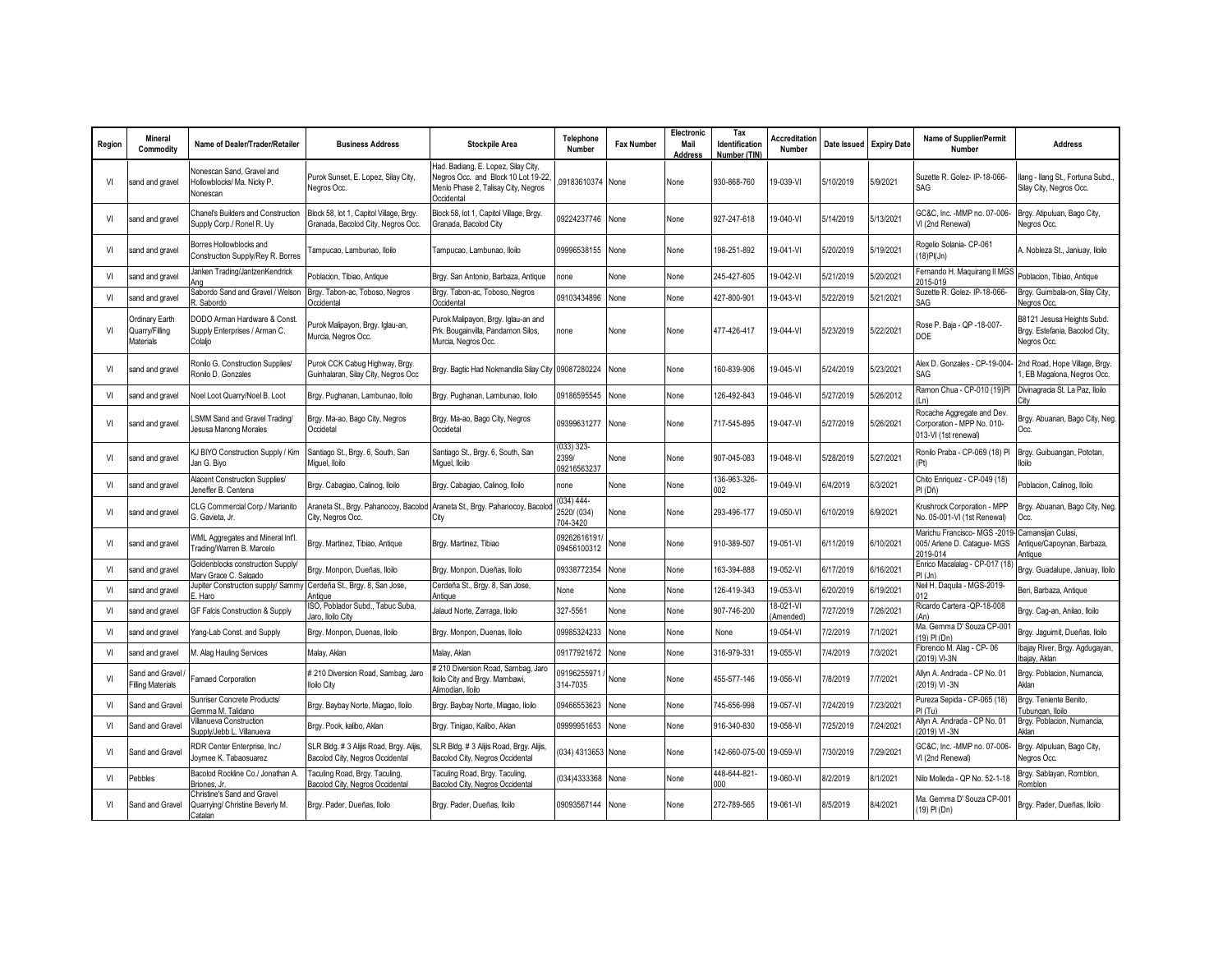| Region | Mineral Commodity | Name of Dealer/Trader/Retailer | Business Address | Stockpile Area | Telephone Number | Fax Number | Electronic Mail Address | Tax Identification Number (TIN) | Accreditation Number | Date Issued | Expiry Date | Name of Supplier/Permit Number | Address |
|---|---|---|---|---|---|---|---|---|---|---|---|---|---|
| VI | sand and gravel | Nonescan Sand, Gravel and Hollowblocks/ Ma. Nicky P. Nonescan | Purok Sunset, E. Lopez, Silay City, Negros Occ. | Had. Badiang, E. Lopez, Silay City, Negros Occ. and Block 10 Lot 19-22, Menlo Phase 2, Talisay City, Negros Occidental | ,09183610374 | None | None | 930-868-760 | 19-039-VI | 5/10/2019 | 5/9/2021 | Suzette R. Golez- IP-18-066-SAG | Ilang - Ilang St., Fortuna Subd., Silay City, Negros Occ. |
| VI | sand and gravel | Chanel's Builders and Construction Supply Corp./ Ronel R. Uy | Block 58, lot 1, Capitol Village, Brgy. Granada, Bacolod City, Negros Occ. | Block 58, lot 1, Capitol Village, Brgy. Granada, Bacolod City | 09224237746 | None | None | 927-247-618 | 19-040-VI | 5/14/2019 | 5/13/2021 | GC&C, Inc. -MMP no. 07-006-VI (2nd Renewal) | Brgy. Atipuluan, Bago City, Negros Occ. |
| VI | sand and gravel | Borres Hollowblocks and Construction Supply/Rey R. Borres | Tampucao, Lambunao, Iloilo | Tampucao, Lambunao, Iloilo | 09996538155 | None | None | 198-251-892 | 19-041-VI | 5/20/2019 | 5/19/2021 | Rogelio Solania- CP-061 (18)PI(Jn) | A. Nobleza St., Janiuay, Iloilo |
| VI | sand and gravel | Janken Trading/JantzenKendrick Ang | Poblacion, Tibiao, Antique | Brgy. San Antonio, Barbaza, Antique | none | None | None | 245-427-605 | 19-042-VI | 5/21/2019 | 5/20/2021 | Fernando H. Maquirang II MGS 2015-019 | Poblacion, Tibiao, Antique |
| VI | sand and gravel | Sabordo Sand and Gravel / Welson R. Sabordo | Brgy. Tabon-ac, Toboso, Negros Occidental | Brgy. Tabon-ac, Toboso, Negros Occidental | 09103434896 | None | None | 427-800-901 | 19-043-VI | 5/22/2019 | 5/21/2021 | Suzette R. Golez- IP-18-066-SAG | Brgy. Guimbala-on, Silay City, Negros Occ. |
| VI | Ordinary Earth Quarry/Filling Materials | DODO Arman Hardware & Const. Supply Enterprises / Arman C. Colaljo | Purok Malipayon, Brgy. Iglau-an, Murcia, Negros Occ. | Purok Malipayon, Brgy. Iglau-an and Prk. Bougainvilla, Pandamon Silos, Murcia, Negros Occ. | none | None | None | 477-426-417 | 19-044-VI | 5/23/2019 | 5/22/2021 | Rose P. Baja - QP -18-007-DOE | B8121 Jesusa Heights Subd. Brgy. Estefania, Bacolod City, Negros Occ. |
| VI | sand and gravel | Ronilo G. Construction Supplies/ Ronilo D. Gonzales | Purok CCK Cabug Highway, Brgy. Guinhalaran, Silay City, Negros Occ | Brgy. Bagtic Had Nokmandila Silay City | 09087280224 | None | None | 160-839-906 | 19-045-VI | 5/24/2019 | 5/23/2021 | Alex D. Gonzales - CP-19-004-SAG | 2nd Road, Hope Village, Brgy. 1, EB Magalona, Negros Occ. |
| VI | sand and gravel | Noel Loot Quarry/Noel B. Loot | Brgy. Pughanan, Lambunao, Iloilo | Brgy. Pughanan, Lambunao, Iloilo | 09186595545 | None | None | 126-492-843 | 19-046-VI | 5/27/2019 | 5/26/2012 | Ramon Chua - CP-010 (19)PI (Ln) | Divinagracia St. La Paz, Iloilo City |
| VI | sand and gravel | LSMM Sand and Gravel Trading/ Jesusa Manong Morales | Brgy. Ma-ao, Bago City, Negros Occidetal | Brgy. Ma-ao, Bago City, Negros Occidetal | 09399631277 | None | None | 717-545-895 | 19-047-VI | 5/27/2019 | 5/26/2021 | Rocache Aggregate and Dev. Corporation - MPP No. 010-013-VI (1st renewal) | Brgy. Abuanan, Bago City, Neg. Occ. |
| VI | sand and gravel | KJ BIYO Construction Supply / Kim Jan G. Biyo | Santiago St., Brgy. 6, South, San Miguel, Iloilo | Santiago St., Brgy. 6, South, San Miguel, Iloilo | (033) 323-2399/ 09216563237 | None | None | 907-045-083 | 19-048-VI | 5/28/2019 | 5/27/2021 | Ronilo Praba - CP-069 (18) PI (Pt) | Brgy. Guibuangan, Pototan, Iloilo |
| VI | sand and gravel | Alacent Construction Supplies/ Jeneffer B. Centena | Brgy. Cabagiao, Calinog, Iloilo | Brgy. Cabagiao, Calinog, Iloilo | none | None | None | 136-963-326-002 | 19-049-VI | 6/4/2019 | 6/3/2021 | Chito Enriquez - CP-049 (18) PI (Dñ) | Poblacion, Calinog, Iloilo |
| VI | sand and gravel | CLG Commercial Corp./ Marianito G. Gavieta, Jr. | Araneta St., Brgy. Pahanocoy, Bacolod City, Negros Occ. | Araneta St., Brgy. Pahanocoy, Bacolod City | (034) 444-2520/ (034) 704-3420 | None | None | 293-496-177 | 19-050-VI | 6/10/2019 | 6/9/2021 | Krushrock Corporation - MPP No. 05-001-VI (1st Renewal) | Brgy. Abuanan, Bago City, Neg. Occ. |
| VI | sand and gravel | WML Aggregates and Mineral Int'l. Trading/Warren B. Marcelo | Brgy. Martinez, Tibiao, Antique | Brgy. Martinez, Tibiao | 09262616191/ 09456100312 | None | None | 910-389-507 | 19-051-VI | 6/11/2019 | 6/10/2021 | Marichu Francisco- MGS -2019-005/ Arlene D. Catague- MGS 2019-014 | Camansijan Culasi, Antique/Capoynan, Barbaza, Antique |
| VI | sand and gravel | Goldenblocks construction Supply/ Mary Grace C. Salgado | Brgy. Monpon, Dueñas, Iloilo | Brgy. Monpon, Dueñas, Iloilo | 09338772354 | None | None | 163-394-888 | 19-052-VI | 6/17/2019 | 6/16/2021 | Enrico Macalalag - CP-017 (18) PI (Jn) | Brgy. Guadalupe, Janiuay, Iloilo |
| VI | sand and gravel | Jupiter Construction supply/ Sammy E. Haro | Cerdeña St., Brgy. 8, San Jose, Antique | Cerdeña St., Brgy. 8, San Jose, Antique | None | None | None | 126-419-343 | 19-053-VI | 6/20/2019 | 6/19/2021 | Neil H. Daquila - MGS-2019-012 | Beri, Barbaza, Antique |
| VI | sand and gravel | GF Falcis Construction & Supply | ISO, Poblador Subd., Tabuc Suba, Jaro, Iloilo City | Jalaud Norte, Zarraga, Iloilo | 327-5561 | None | None | 907-746-200 | 18-021-VI (Amended) | 7/27/2019 | 7/26/2021 | Ricardo Cartera -QP-18-008 (An) | Brgy. Cag-an, Anilao, Iloilo |
| VI | sand and gravel | Yang-Lab Const. and Supply | Brgy. Monpon, Duenas, Iloilo | Brgy. Monpon, Duenas, Iloilo | 09985324233 | None | None | None | 19-054-VI | 7/2/2019 | 7/1/2021 | Ma. Gemma D' Souza CP-001 (19) PI (Dn) | Brgy. Jaguimit, Dueñas, Iloilo |
| VI | sand and gravel | M. Alag Hauling Services | Malay, Aklan | Malay, Aklan | 09177921672 | None | None | 316-979-331 | 19-055-VI | 7/4/2019 | 7/3/2021 | Florencio M. Alag - CP- 06 (2019) VI-3N | Ibajay River, Brgy. Agdugayan, Ibajay, Aklan |
| VI | Sand and Gravel / Filling Materials | Famaed Corporation | # 210 Diversion Road, Sambag, Jaro Iloilo City | # 210 Diversion Road, Sambag, Jaro Iloilo City and Brgy. Mambawi, Alimodian, Iloilo | 09196255971 / 314-7035 | None | None | 455-577-146 | 19-056-VI | 7/8/2019 | 7/7/2021 | Allyn A. Andrada - CP No. 01 (2019) VI -3N | Brgy. Poblacion, Numancia, Aklan |
| VI | Sand and Gravel | Sunriser Concrete Products/ Gemma M. Talidano | Brgy. Baybay Norte, Miagao, Iloilo | Brgy. Baybay Norte, Miagao, Iloilo | 09466553623 | None | None | 745-656-998 | 19-057-VI | 7/24/2019 | 7/23/2021 | Pureza Sepida - CP-065 (18) PI (Tu) | Brgy. Teniente Benito, Tubungan, Iloilo |
| VI | Sand and Gravel | Villanueva Construction Supply/Jebb L. Villanueva | Brgy. Pook, kalibo, Aklan | Brgy. Tinigao, Kalibo, Aklan | 09999951653 | None | None | 916-340-830 | 19-058-VI | 7/25/2019 | 7/24/2021 | Allyn A. Andrada - CP No. 01 (2019) VI -3N | Brgy. Poblacion, Numancia, Aklan |
| VI | Sand and Gravel | RDR Center Enterprise, Inc./ Joymee K. Tabaosuarez | SLR Bldg. # 3 Alijis Road, Brgy. Alijis, Bacolod City, Negros Occidental | SLR Bldg. # 3 Alijis Road, Brgy. Alijis, Bacolod City, Negros Occidental | (034) 4313653 | None | None | 142-660-075-00 | 19-059-VI | 7/30/2019 | 7/29/2021 | GC&C, Inc. -MMP no. 07-006-VI (2nd Renewal) | Brgy. Atipuluan, Bago City, Negros Occ. |
| VI | Pebbles | Bacolod Rockline Co./ Jonathan A. Briones, Jr. | Taculing Road, Brgy. Taculing, Bacolod City, Negros Occidental | Taculing Road, Brgy. Taculing, Bacolod City, Negros Occidental | (034)4333368 | None | None | 448-644-821-000 | 19-060-VI | 8/2/2019 | 8/1/2021 | Nilo Molleda - QP No. 52-1-18 | Brgy. Sablayan, Romblon, Romblon |
| VI | Sand and Gravel | Christine's Sand and Gravel Quarrying/ Christine Beverly M. Catalan | Brgy. Pader, Dueñas, Iloilo | Brgy. Pader, Dueñas, Iloilo | 09093567144 | None | None | 272-789-565 | 19-061-VI | 8/5/2019 | 8/4/2021 | Ma. Gemma D' Souza CP-001 (19) PI (Dn) | Brgy. Pader, Dueñas, Iloilo |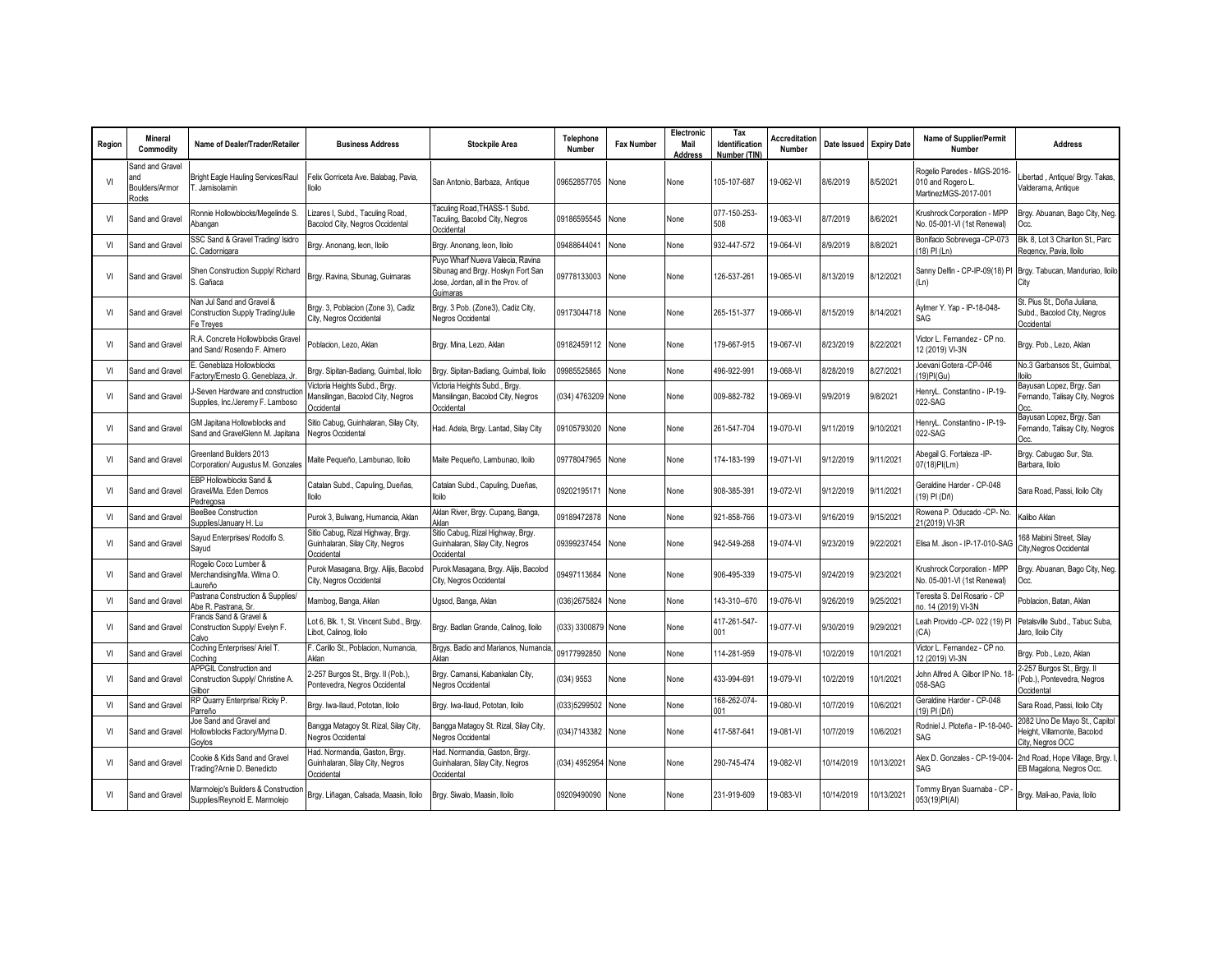| Region | Mineral Commodity | Name of Dealer/Trader/Retailer | Business Address | Stockpile Area | Telephone Number | Fax Number | Electronic Mail Address | Tax Identification Number (TIN) | Accreditation Number | Date Issued | Expiry Date | Name of Supplier/Permit Number | Address |
|---|---|---|---|---|---|---|---|---|---|---|---|---|---|
| VI | Sand and Gravel and Boulders/Armor Rocks | Bright Eagle Hauling Services/Raul T. Jamisolamin | Felix Gorriceta Ave. Balabag, Pavia, Iloilo | San Antonio, Barbaza, Antique | 09652857705 | None | None | 105-107-687 | 19-062-VI | 8/6/2019 | 8/5/2021 | Rogelio Paredes - MGS-2016-010 and Rogero L. MartinezMGS-2017-001 | Libertad , Antique/ Brgy. Takas, Valderama, Antique |
| VI | Sand and Gravel | Ronnie Hollowblocks/Megelinde S. Abangan | Lizares I, Subd., Taculing Road, Bacolod City, Negros Occidental | Taculing Road,THASS-1 Subd. Taculing, Bacolod City, Negros Occidental | 09186595545 | None | None | 077-150-253-508 | 19-063-VI | 8/7/2019 | 8/6/2021 | Krushrock Corporation - MPP No. 05-001-VI (1st Renewal) | Brgy. Abuanan, Bago City, Neg. Occ. |
| VI | Sand and Gravel | SSC Sand & Gravel Trading/ Isidro C. Cadornigara | Brgy. Anonang, leon, Iloilo | Brgy. Anonang, leon, Iloilo | 09488644041 | None | None | 932-447-572 | 19-064-VI | 8/9/2019 | 8/8/2021 | Bonifacio Sobrevega -CP-073 (18) PI (Ln) | Blk. 8, Lot 3 Chariton St., Parc Regency, Pavia, Iloilo |
| VI | Sand and Gravel | Shen Construction Supply/ Richard S. Gañaca | Brgy. Ravina, Sibunag, Guimaras | Puyo Wharf Nueva Valecia, Ravina Sibunag and Brgy. Hoskyn Fort San Jose, Jordan, all in the Prov. of Guimaras | 09778133003 | None | None | 126-537-261 | 19-065-VI | 8/13/2019 | 8/12/2021 | Sanny Delfin - CP-IP-09(18) PI (Ln) | Brgy. Tabucan, Manduriao, Iloilo City |
| VI | Sand and Gravel | Nan Jul Sand and Gravel & Construction Supply Trading/Julie Fe Treyes | Brgy. 3, Poblacion (Zone 3), Cadiz City, Negros Occidental | Brgy. 3 Pob. (Zone3), Cadiz City, Negros Occidental | 09173044718 | None | None | 265-151-377 | 19-066-VI | 8/15/2019 | 8/14/2021 | Aylmer Y. Yap - IP-18-048-SAG | St. Pius St., Doña Juliana, Subd., Bacolod City, Negros Occidental |
| VI | Sand and Gravel | R.A. Concrete Hollowblocks Gravel and Sand/ Rosendo F. Almero | Poblacion, Lezo, Aklan | Brgy. Mina, Lezo, Aklan | 09182459112 | None | None | 179-667-915 | 19-067-VI | 8/23/2019 | 8/22/2021 | Victor L. Fernandez - CP no. 12 (2019) VI-3N | Brgy. Pob., Lezo, Aklan |
| VI | Sand and Gravel | E. Geneblaza Hollowblocks Factory/Ernesto G. Geneblaza, Jr. | Brgy. Sipitan-Badiang, Guimbal, Iloilo | Brgy. Sipitan-Badiang, Guimbal, Iloilo | 09985525865 | None | None | 496-922-991 | 19-068-VI | 8/28/2019 | 8/27/2021 | Joevani Gotera -CP-046 (19)PI(Gu) | No.3 Garbansos St., Guimbal, Iloilo |
| VI | Sand and Gravel | J-Seven Hardware and construction Supplies, Inc./Jeremy F. Lamboso | Victoria Heights Subd., Brgy. Mansilingan, Bacolod City, Negros Occidental | Victoria Heights Subd., Brgy. Mansilingan, Bacolod City, Negros Occidental | (034) 4763209 | None | None | 009-882-782 | 19-069-VI | 9/9/2019 | 9/8/2021 | HenryL. Constantino - IP-19-022-SAG | Bayusan Lopez, Brgy. San Fernando, Talisay City, Negros Occ. |
| VI | Sand and Gravel | GM Japitana Hollowblocks and Sand and GravelGlenn M. Japitana | Sitio Cabug, Guinhalaran, Silay City, Negros Occidental | Had. Adela, Brgy. Lantad, Silay City | 09105793020 | None | None | 261-547-704 | 19-070-VI | 9/11/2019 | 9/10/2021 | HenryL. Constantino - IP-19-022-SAG | Bayusan Lopez, Brgy. San Fernando, Talisay City, Negros Occ. |
| VI | Sand and Gravel | Greenland Builders 2013 Corporation/ Augustus M. Gonzales | Maite Pequeño, Lambunao, Iloilo | Maite Pequeño, Lambunao, Iloilo | 09778047965 | None | None | 174-183-199 | 19-071-VI | 9/12/2019 | 9/11/2021 | Abegail G. Fortaleza -IP-07(18)PI(Lm) | Brgy. Cabugao Sur, Sta. Barbara, Iloilo |
| VI | Sand and Gravel | EBP Hollowblocks Sand & Gravel/Ma. Eden Demos Pedregosa | Catalan Subd., Capuling, Dueñas, Iloilo | Catalan Subd., Capuling, Dueñas, Iloilo | 09202195171 | None | None | 908-385-391 | 19-072-VI | 9/12/2019 | 9/11/2021 | Geraldine Harder - CP-048 (19) PI (Dñ) | Sara Road, Passi, Iloilo City |
| VI | Sand and Gravel | BeeBee Construction Supplies/January H. Lu | Purok 3, Bulwang, Humancia, Aklan | Aklan River, Brgy. Cupang, Banga, Aklan | 09189472878 | None | None | 921-858-766 | 19-073-VI | 9/16/2019 | 9/15/2021 | Rowena P. Oducado -CP- No. 21(2019) VI-3R | Kalibo Aklan |
| VI | Sand and Gravel | Sayud Enterprises/ Rodolfo S. Sayud | Sitio Cabug, Rizal Highway, Brgy. Guinhalaran, Silay City, Negros Occidental | Sitio Cabug, Rizal Highway, Brgy. Guinhalaran, Silay City, Negros Occidental | 09399237454 | None | None | 942-549-268 | 19-074-VI | 9/23/2019 | 9/22/2021 | Elisa M. Jison - IP-17-010-SAG | 168 Mabini Street, Silay City,Negros Occidental |
| VI | Sand and Gravel | Rogelio Coco Lumber & Merchandising/Ma. Wilma O. Laureño | Purok Masagana, Brgy. Alijis, Bacolod City, Negros Occidental | Purok Masagana, Brgy. Alijis, Bacolod City, Negros Occidental | 09497113684 | None | None | 906-495-339 | 19-075-VI | 9/24/2019 | 9/23/2021 | Krushrock Corporation - MPP No. 05-001-VI (1st Renewal) | Brgy. Abuanan, Bago City, Neg. Occ. |
| VI | Sand and Gravel | Pastrana Construction & Supplies/ Abe R. Pastrana, Sr. | Mambog, Banga, Aklan | Ugsod, Banga, Aklan | (036)2675824 | None | None | 143-310--670 | 19-076-VI | 9/26/2019 | 9/25/2021 | Teresita S. Del Rosario - CP no. 14 (2019) VI-3N | Poblacion, Batan, Aklan |
| VI | Sand and Gravel | Francis Sand & Gravel & Construction Supply/ Evelyn F. Calvo | Lot 6, Blk. 1, St. Vincent Subd., Brgy. Libot, Calinog, Iloilo | Brgy. Badlan Grande, Calinog, Iloilo | (033) 3300879 | None | None | 417-261-547-001 | 19-077-VI | 9/30/2019 | 9/29/2021 | Leah Provido -CP- 022 (19) PI (CA) | Petalsville Subd., Tabuc Suba, Jaro, Iloilo City |
| VI | Sand and Gravel | Coching Enterprises/ Ariel T. Coching | F. Carillo St., Poblacion, Numancia, Aklan | Brgys. Badio and Marianos, Numancia, Aklan | 09177992850 | None | None | 114-281-959 | 19-078-VI | 10/2/2019 | 10/1/2021 | Victor L. Fernandez - CP no. 12 (2019) VI-3N | Brgy. Pob., Lezo, Aklan |
| VI | Sand and Gravel | APPGIL Construction and Construction Supply/ Christine A. Gilbor | 2-257 Burgos St., Brgy. II (Pob.), Pontevedra, Negros Occidental | Brgy. Camansi, Kabankalan City, Negros Occidental | (034) 9553 | None | None | 433-994-691 | 19-079-VI | 10/2/2019 | 10/1/2021 | John Alfred A. Gilbor IP No. 18-058-SAG | 2-257 Burgos St., Brgy. II (Pob.), Pontevedra, Negros Occidental |
| VI | Sand and Gravel | RP Quarry Enterprise/ Ricky P. Parreño | Brgy. Iwa-Ilaud, Pototan, Iloilo | Brgy. Iwa-Ilaud, Pototan, Iloilo | (033)5299502 | None | None | 168-262-074-001 | 19-080-VI | 10/7/2019 | 10/6/2021 | Geraldine Harder - CP-048 (19) PI (Dñ) | Sara Road, Passi, Iloilo City |
| VI | Sand and Gravel | Joe Sand and Gravel and Hollowblocks Factory/Myrna D. Goylos | Bangga Matagoy St. Rizal, Silay City, Negros Occidental | Bangga Matagoy St. Rizal, Silay City, Negros Occidental | (034)7143382 | None | None | 417-587-641 | 19-081-VI | 10/7/2019 | 10/6/2021 | Rodniel J. Ploteña - IP-18-040-SAG | 2082 Uno De Mayo St., Capitol Height, Villamonte, Bacolod City, Negros OCC |
| VI | Sand and Gravel | Cookie & Kids Sand and Gravel Trading?Arnie D. Benedicto | Had. Normandia, Gaston, Brgy. Guinhalaran, Silay City, Negros Occidental | Had. Normandia, Gaston, Brgy. Guinhalaran, Silay City, Negros Occidental | (034) 4952954 | None | None | 290-745-474 | 19-082-VI | 10/14/2019 | 10/13/2021 | Alex D. Gonzales - CP-19-004-SAG | 2nd Road, Hope Village, Brgy. I, EB Magalona, Negros Occ. |
| VI | Sand and Gravel | Marmolejo's Builders & Construction Supplies/Reynold E. Marmolejo | Brgy. Liñagan, Calsada, Maasin, Iloilo | Brgy. Siwalo, Maasin, Iloilo | 09209490090 | None | None | 231-919-609 | 19-083-VI | 10/14/2019 | 10/13/2021 | Tommy Bryan Suarnaba - CP - 053(19)PI(AI) | Brgy. Mali-ao, Pavia, Iloilo |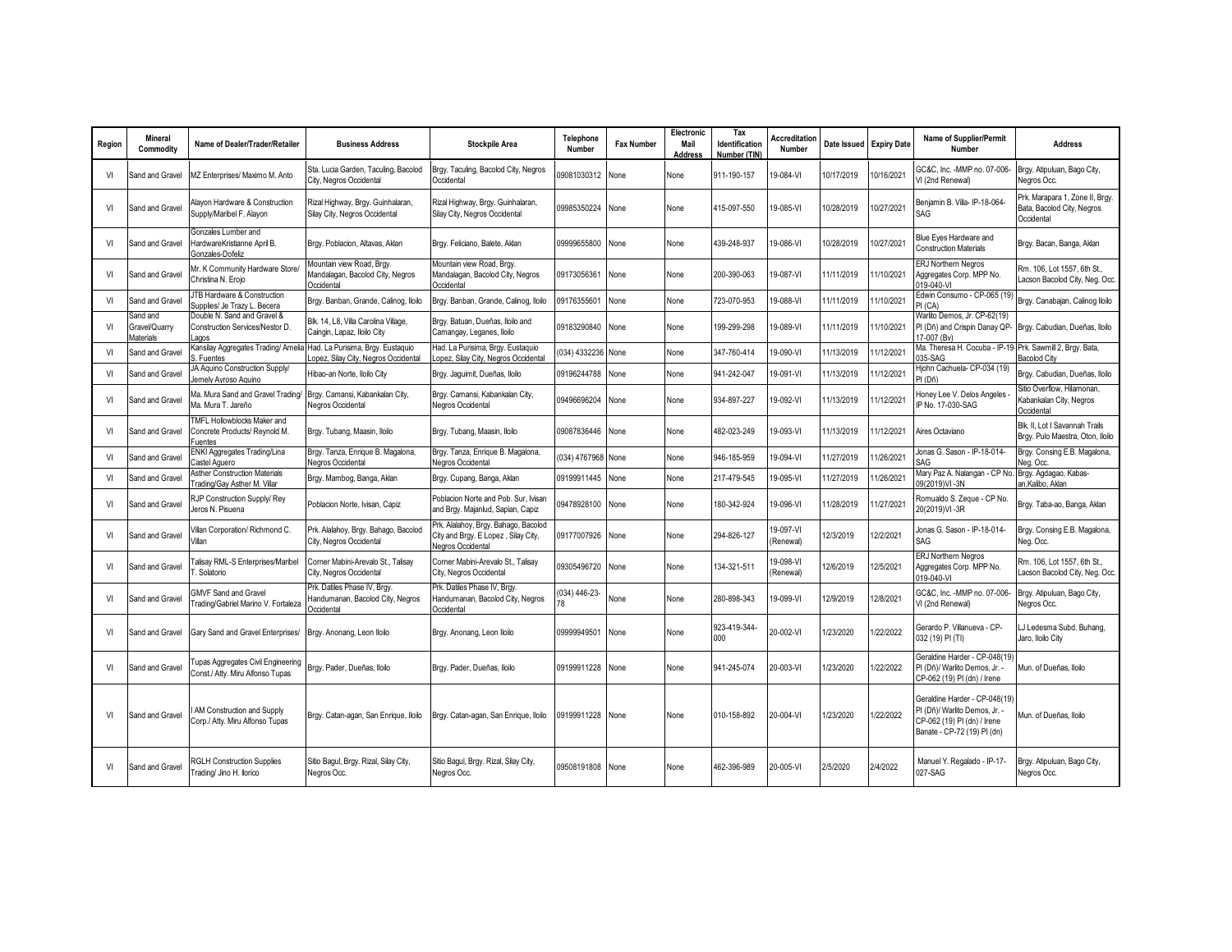| Region | Mineral Commodity | Name of Dealer/Trader/Retailer | Business Address | Stockpile Area | Telephone Number | Fax Number | Electronic Mail Address | Tax Identification Number (TIN) | Accreditation Number | Date Issued | Expiry Date | Name of Supplier/Permit Number | Address |
|---|---|---|---|---|---|---|---|---|---|---|---|---|---|
| VI | Sand and Gravel | MZ Enterprises/ Maximo M. Anto | Sta. Lucia Garden, Taculing, Bacolod City, Negros Occidental | Brgy. Taculing, Bacolod City, Negros Occidental | 09081030312 | None | None | 911-190-157 | 19-084-VI | 10/17/2019 | 10/16/2021 | GC&C, Inc. -MMP no. 07-006-VI (2nd Renewal) | Brgy. Atipuluan, Bago City, Negros Occ. |
| VI | Sand and Gravel | Alayon Hardware & Construction Supply/Maribel F. Alayon | Rizal Highway, Brgy. Guinhalaran, Silay City, Negros Occidental | Rizal Highway, Brgy. Guinhalaran, Silay City, Negros Occidental | 09985350224 | None | None | 415-097-550 | 19-085-VI | 10/28/2019 | 10/27/2021 | Benjamin B. Villa- IP-18-064-SAG | Prk. Marapara 1, Zone II, Brgy. Bata, Bacolod City, Negros Occidental |
| VI | Sand and Gravel | Gonzales Lumber and HardwareKristianne April B. Gonzales-Dofeliz | Brgy. Poblacion, Altavas, Aklan | Brgy. Feliciano, Balete, Aklan | 09999655800 | None | None | 439-248-937 | 19-086-VI | 10/28/2019 | 10/27/2021 | Blue Eyes Hardware and Construction Materials | Brgy. Bacan, Banga, Aklan |
| VI | Sand and Gravel | Mr. K Community Hardware Store/ Christina N. Erojo | Mountain view Road, Brgy. Mandalagan, Bacolod City, Negros Occidental | Mountain view Road, Brgy. Mandalagan, Bacolod City, Negros Occidental | 09173056361 | None | None | 200-390-063 | 19-087-VI | 11/11/2019 | 11/10/2021 | ERJ Northern Negros Aggregates Corp. MPP No. 019-040-VI | Rm. 106, Lot 1557, 6th St., Lacson Bacolod City, Neg. Occ. |
| VI | Sand and Gravel | JTB Hardware & Construction Supplies/ Je Trazy L. Becera | Brgy. Banban, Grande, Calinog, Iloilo | Brgy. Banban, Grande, Calinog, Iloilo | 09176355601 | None | None | 723-070-953 | 19-088-VI | 11/11/2019 | 11/10/2021 | Edwin Consumo - CP-065 (19) PI (CA) | Brgy. Canabajan, Calinog Iloilo |
| VI | Sand and Gravel/Quarry Materials | Double N. Sand and Gravel & Construction Services/Nestor D. Lagos | Blk. 14, L8, Villa Carolina Village, Caingin, Lapaz, Iloilo City | Brgy. Batuan, Dueñas, Iloilo and Camangay, Leganes, Iloilo | 09183290840 | None | None | 199-299-298 | 19-089-VI | 11/11/2019 | 11/10/2021 | Warlito Demos, Jr. CP-62(19) PI (Dñ) and Crispin Danay QP-17-007 (Bv) | Brgy. Cabudian, Dueñas, Iloilo |
| VI | Sand and Gravel | Kansilay Aggregates Trading/ Amelia S. Fuentes | Had. La Purisima, Brgy. Eustaquio Lopez, Silay City, Negros Occidental | Had. La Purisima, Brgy. Eustaquio Lopez, Silay City, Negros Occidental | (034) 4332236 | None | None | 347-760-414 | 19-090-VI | 11/13/2019 | 11/12/2021 | Ma. Theresa H. Cocuba - IP-19-035-SAG | Prk. Sawmill 2, Brgy. Bata, Bacolod City |
| VI | Sand and Gravel | JA Aquino Construction Supply/ Jemely Ayroso Aquino | Hibao-an Norte, Iloilo City | Brgy. Jaguimit, Dueñas, Iloilo | 09196244788 | None | None | 941-242-047 | 19-091-VI | 11/13/2019 | 11/12/2021 | Hjohn Cachuela- CP-034 (19) PI (Dñ) | Brgy. Cabudian, Dueñas, Iloilo |
| VI | Sand and Gravel | Ma. Mura Sand and Gravel Trading/ Ma. Mura T. Jareño | Brgy. Camansi, Kabankalan City, Negros Occidental | Brgy. Camansi, Kabankalan City, Negros Occidental | 09496696204 | None | None | 934-897-227 | 19-092-VI | 11/13/2019 | 11/12/2021 | Honey Lee V. Delos Angeles - IP No. 17-030-SAG | Sitio Overflow, Hilamonan, Kabankalan City, Negros Occidental |
| VI | Sand and Gravel | TMFL Hollowblocks Maker and Concrete Products/ Reynold M. Fuentes | Brgy. Tubang, Maasin, Iloilo | Brgy. Tubang, Maasin, Iloilo | 09087836446 | None | None | 482-023-249 | 19-093-VI | 11/13/2019 | 11/12/2021 | Aires Octaviano | Blk. II, Lot I Savannah Trails Brgy. Pulo Maestra, Oton, Iloilo |
| VI | Sand and Gravel | ENKI Aggregates Trading/Lina Castel Aguero | Brgy. Tanza, Enrique B. Magalona, Negros Occidental | Brgy. Tanza, Enrique B. Magalona, Negros Occidental | (034) 4767968 | None | None | 946-185-959 | 19-094-VI | 11/27/2019 | 11/26/2021 | Jonas G. Sason - IP-18-014-SAG | Brgy. Consing E.B. Magalona, Neg. Occ. |
| VI | Sand and Gravel | Asther Construction Materials Trading/Gay Asther M. Villar | Brgy. Mambog, Banga, Aklan | Brgy. Cupang, Banga, Aklan | 09199911445 | None | None | 217-479-545 | 19-095-VI | 11/27/2019 | 11/26/2021 | Mary Paz A. Nalangan - CP No. 09(2019)VI -3N | Brgy. Agdagao, Kabas-an,Kalibo, Aklan |
| VI | Sand and Gravel | RJP Construction Supply/ Rey Jeros N. Pisuena | Poblacion Norte, Ivisan, Capiz | Poblacion Norte and Pob. Sur, Ivisan and Brgy. Majanlud, Sapian, Capiz | 09478928100 | None | None | 180-342-924 | 19-096-VI | 11/28/2019 | 11/27/2021 | Romualdo S. Zeque - CP No. 20(2019)VI -3R | Brgy. Taba-ao, Banga, Aklan |
| VI | Sand and Gravel | Villan Corporation/ Richmond C. Villan | Prk. Alalahoy, Brgy. Bahago, Bacolod City, Negros Occidental | Prk. Alalahoy, Brgy. Bahago, Bacolod City and Brgy. E Lopez , Silay City, Negros Occidental | 09177007926 | None | None | 294-826-127 | 19-097-VI (Renewal) | 12/3/2019 | 12/2/2021 | Jonas G. Sason - IP-18-014-SAG | Brgy. Consing E.B. Magalona, Neg. Occ. |
| VI | Sand and Gravel | Talisay RML-S Enterprises/Maribel T. Solatorio | Corner Mabini-Arevalo St., Talisay City, Negros Occidental | Corner Mabini-Arevalo St., Talisay City, Negros Occidental | 09305496720 | None | None | 134-321-511 | 19-098-VI (Renewal) | 12/6/2019 | 12/5/2021 | ERJ Northern Negros Aggregates Corp. MPP No. 019-040-VI | Rm. 106, Lot 1557, 6th St., Lacson Bacolod City, Neg. Occ. |
| VI | Sand and Gravel | GMVF Sand and Gravel Trading/Gabriel Marino V. Fortaleza | Prk. Datiles Phase IV, Brgy. Handumanan, Bacolod City, Negros Occidental | Prk. Datiles Phase IV, Brgy. Handumanan, Bacolod City, Negros Occidental | (034) 446-23-78 | None | None | 280-898-343 | 19-099-VI | 12/9/2019 | 12/8/2021 | GC&C, Inc. -MMP no. 07-006-VI (2nd Renewal) | Brgy. Atipuluan, Bago City, Negros Occ. |
| VI | Sand and Gravel | Gary Sand and Gravel Enterprises/ | Brgy. Anonang, Leon Iloilo | Brgy. Anonang, Leon Iloilo | 09999949501 | None | None | 923-419-344-000 | 20-002-VI | 1/23/2020 | 1/22/2022 | Gerardo P. Villanueva - CP-032 (19) PI (TI) | LJ Ledesma Subd. Buhang, Jaro, Iloilo City |
| VI | Sand and Gravel | Tupas Aggregates Civil Engineering Const./ Atty. Miru Alfonso Tupas | Brgy. Pader, Dueñas, Iloilo | Brgy. Pader, Dueñas, Iloilo | 09199911228 | None | None | 941-245-074 | 20-003-VI | 1/23/2020 | 1/22/2022 | Geraldine Harder - CP-048(19) PI (Dñ)/ Warlito Demos, Jr. - CP-062 (19) PI (dn) / Irene | Mun. of Dueñas, Iloilo |
| VI | Sand and Gravel | I AM Construction and Supply Corp./ Atty. Miru Alfonso Tupas | Brgy. Catan-agan, San Enrique, Iloilo | Brgy. Catan-agan, San Enrique, Iloilo | 09199911228 | None | None | 010-158-892 | 20-004-VI | 1/23/2020 | 1/22/2022 | Geraldine Harder - CP-048(19) PI (Dñ)/ Warlito Demos, Jr. - CP-062 (19) PI (dn) / Irene Banate - CP-72 (19) PI (dn) | Mun. of Dueñas, Iloilo |
| VI | Sand and Gravel | RGLH Construction Supplies Trading/ Jino H. Ilorico | Sitio Bagul, Brgy. Rizal, Silay City, Negros Occ. | Sitio Bagul, Brgy. Rizal, Silay City, Negros Occ. | 09508191808 | None | None | 462-396-989 | 20-005-VI | 2/5/2020 | 2/4/2022 | Manuel Y. Regalado - IP-17-027-SAG | Brgy. Atipuluan, Bago City, Negros Occ. |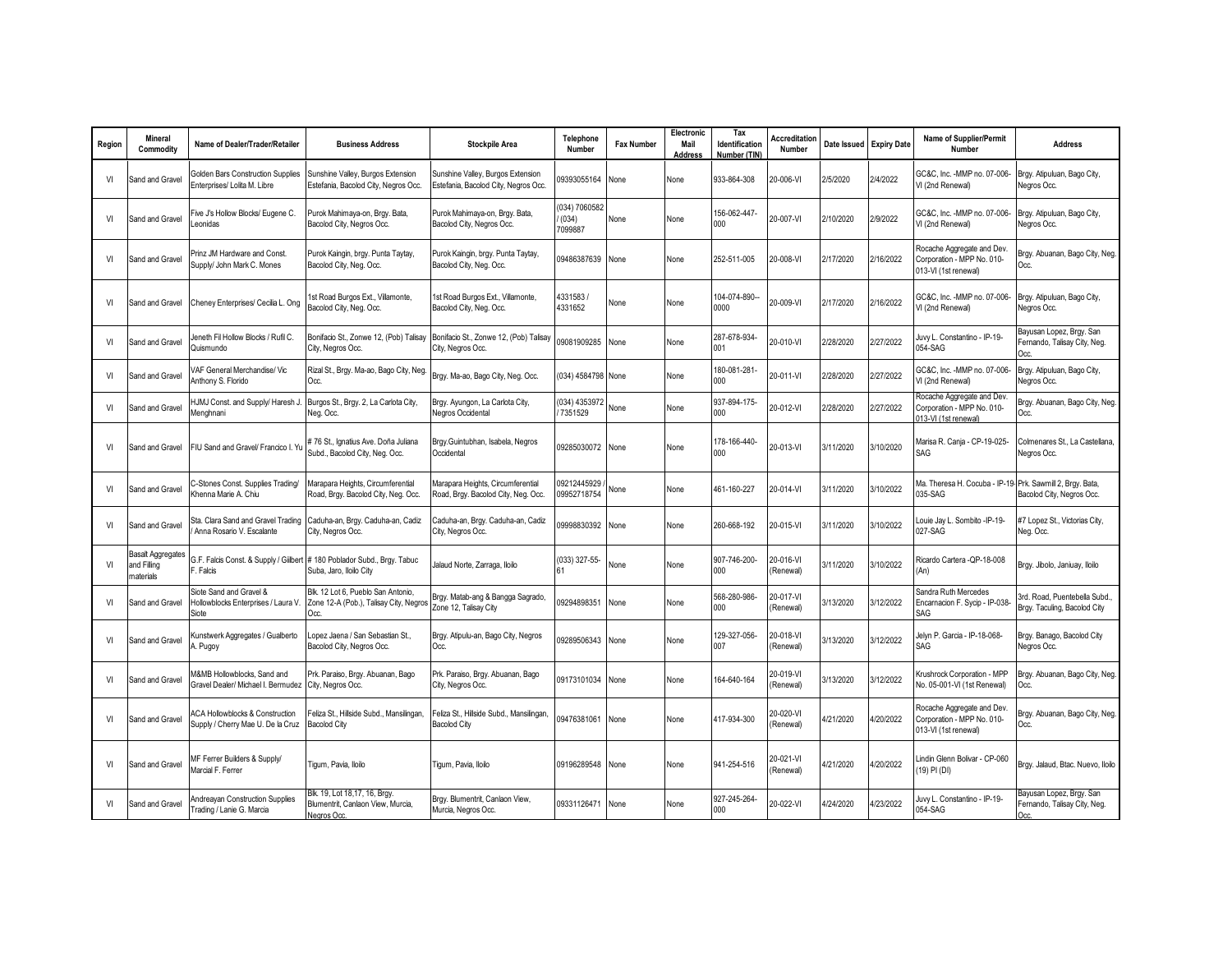| Region | Mineral Commodity | Name of Dealer/Trader/Retailer | Business Address | Stockpile Area | Telephone Number | Fax Number | Electronic Mail Address | Tax Identification Number (TIN) | Accreditation Number | Date Issued | Expiry Date | Name of Supplier/Permit Number | Address |
|---|---|---|---|---|---|---|---|---|---|---|---|---|---|
| VI | Sand and Gravel | Golden Bars Construction Supplies Enterprises/ Lolita M. Libre | Sunshine Valley, Burgos Extension Estefania, Bacolod City, Negros Occ. | Sunshine Valley, Burgos Extension Estefania, Bacolod City, Negros Occ. | 09393055164 | None | None | 933-864-308 | 20-006-VI | 2/5/2020 | 2/4/2022 | GC&C, Inc. -MMP no. 07-006-VI (2nd Renewal) | Brgy. Atipuluan, Bago City, Negros Occ. |
| VI | Sand and Gravel | Five J's Hollow Blocks/ Eugene C. Leonidas | Purok Mahimaya-on, Brgy. Bata, Bacolod City, Negros Occ. | Purok Mahimaya-on, Brgy. Bata, Bacolod City, Negros Occ. | (034) 7060582 / (034) 7099887 | None | None | 156-062-447-000 | 20-007-VI | 2/10/2020 | 2/9/2022 | GC&C, Inc. -MMP no. 07-006-VI (2nd Renewal) | Brgy. Atipuluan, Bago City, Negros Occ. |
| VI | Sand and Gravel | Prinz JM Hardware and Const. Supply/ John Mark C. Mones | Purok Kaingin, brgy. Punta Taytay, Bacolod City, Neg. Occ. | Purok Kaingin, brgy. Punta Taytay, Bacolod City, Neg. Occ. | 09486387639 | None | None | 252-511-005 | 20-008-VI | 2/17/2020 | 2/16/2022 | Rocache Aggregate and Dev. Corporation - MPP No. 010-013-VI (1st renewal) | Brgy. Abuanan, Bago City, Neg. Occ. |
| VI | Sand and Gravel | Cheney Enterprises/ Cecilia L. Ong | 1st Road Burgos Ext., Villamonte, Bacolod City, Neg. Occ. | 1st Road Burgos Ext., Villamonte, Bacolod City, Neg. Occ. | 4331583 / 4331652 | None | None | 104-074-890--0000 | 20-009-VI | 2/17/2020 | 2/16/2022 | GC&C, Inc. -MMP no. 07-006-VI (2nd Renewal) | Brgy. Atipuluan, Bago City, Negros Occ. |
| VI | Sand and Gravel | Jeneth Fil Hollow Blocks / Rufil C. Quismundo | Bonifacio St., Zonwe 12, (Pob) Talisay City, Negros Occ. | Bonifacio St., Zonwe 12, (Pob) Talisay City, Negros Occ. | 09081909285 | None | None | 287-678-934-001 | 20-010-VI | 2/28/2020 | 2/27/2022 | Juvy L. Constantino - IP-19-054-SAG | Bayusan Lopez, Brgy. San Fernando, Talisay City, Neg. Occ. |
| VI | Sand and Gravel | VAF General Merchandise/ Vic Anthony S. Florido | Rizal St., Brgy. Ma-ao, Bago City, Neg. Occ. | Brgy. Ma-ao, Bago City, Neg. Occ. | (034) 4584798 | None | None | 180-081-281-000 | 20-011-VI | 2/28/2020 | 2/27/2022 | GC&C, Inc. -MMP no. 07-006-VI (2nd Renewal) | Brgy. Atipuluan, Bago City, Negros Occ. |
| VI | Sand and Gravel | HJMJ Const. and Supply/ Haresh J. Menghnani | Burgos St., Brgy. 2, La Carlota City, Neg. Occ. | Brgy. Ayungon, La Carlota City, Negros Occidental | (034) 4353972 / 7351529 | None | None | 937-894-175-000 | 20-012-VI | 2/28/2020 | 2/27/2022 | Rocache Aggregate and Dev. Corporation - MPP No. 010-013-VI (1st renewal) | Brgy. Abuanan, Bago City, Neg. Occ. |
| VI | Sand and Gravel | FIU Sand and Gravel/ Francico I. Yu | # 76 St., Ignatius Ave. Doña Juliana Subd., Bacolod City, Neg. Occ. | Brgy.Guintubhan, Isabela, Negros Occidental | 09285030072 | None | None | 178-166-440-000 | 20-013-VI | 3/11/2020 | 3/10/2020 | Marisa R. Canja - CP-19-025-SAG | Colmenares St., La Castellana, Negros Occ. |
| VI | Sand and Gravel | C-Stones Const. Supplies Trading/ Khenna Marie A. Chiu | Marapara Heights, Circumferential Road, Brgy. Bacolod City, Neg. Occ. | Marapara Heights, Circumferential Road, Brgy. Bacolod City, Neg. Occ. | 09212445929 / 09952718754 | None | None | 461-160-227 | 20-014-VI | 3/11/2020 | 3/10/2022 | Ma. Theresa H. Cocuba - IP-19-035-SAG | Prk. Sawmill 2, Brgy. Bata, Bacolod City, Negros Occ. |
| VI | Sand and Gravel | Sta. Clara Sand and Gravel Trading / Anna Rosario V. Escalante | Caduha-an, Brgy. Caduha-an, Cadiz City, Negros Occ. | Caduha-an, Brgy. Caduha-an, Cadiz City, Negros Occ. | 09998830392 | None | None | 260-668-192 | 20-015-VI | 3/11/2020 | 3/10/2022 | Louie Jay L. Sombito -IP-19-027-SAG | #7 Lopez St., Victorias City, Neg. Occ. |
| VI | Basalt Aggregates and Filling materials | G.F. Falcis Const. & Supply / Gilbert F. Falcis | # 180 Poblador Subd., Brgy. Tabuc Suba, Jaro, Iloilo City | Jalaud Norte, Zarraga, Iloilo | (033) 327-55-61 | None | None | 907-746-200-000 | 20-016-VI (Renewal) | 3/11/2020 | 3/10/2022 | Ricardo Cartera -QP-18-008 (An) | Brgy. Jibolo, Janiuay, Iloilo |
| VI | Sand and Gravel | Siote Sand and Gravel & Hollowblocks Enterprises / Laura V. Siote | Blk. 12 Lot 6, Pueblo San Antonio, Zone 12-A (Pob.), Talisay City, Negros Occ. | Brgy. Matab-ang & Bangga Sagrado, Zone 12, Talisay City | 09294898351 | None | None | 568-280-986-000 | 20-017-VI (Renewal) | 3/13/2020 | 3/12/2022 | Sandra Ruth Mercedes Encarnacion F. Sycip - IP-038-SAG | 3rd. Road, Puentebella Subd., Brgy. Taculing, Bacolod City |
| VI | Sand and Gravel | Kunstwerk Aggregates / Gualberto A. Pugoy | Lopez Jaena / San Sebastian St., Bacolod City, Negros Occ. | Brgy. Atipulu-an, Bago City, Negros Occ. | 09289506343 | None | None | 129-327-056-007 | 20-018-VI (Renewal) | 3/13/2020 | 3/12/2022 | Jelyn P. Garcia - IP-18-068-SAG | Brgy. Banago, Bacolod City Negros Occ. |
| VI | Sand and Gravel | M&MB Hollowblocks, Sand and Gravel Dealer/ Michael I. Bermudez | Prk. Paraiso, Brgy. Abuanan, Bago City, Negros Occ. | Prk. Paraiso, Brgy. Abuanan, Bago City, Negros Occ. | 09173101034 | None | None | 164-640-164 | 20-019-VI (Renewal) | 3/13/2020 | 3/12/2022 | Krushrock Corporation - MPP No. 05-001-VI (1st Renewal) | Brgy. Abuanan, Bago City, Neg. Occ. |
| VI | Sand and Gravel | ACA Hollowblocks & Construction Supply / Cherry Mae U. De la Cruz | Feliza St., Hillside Subd., Mansilingan, Bacolod City | Feliza St., Hillside Subd., Mansilingan, Bacolod City | 09476381061 | None | None | 417-934-300 | 20-020-VI (Renewal) | 4/21/2020 | 4/20/2022 | Rocache Aggregate and Dev. Corporation - MPP No. 010-013-VI (1st renewal) | Brgy. Abuanan, Bago City, Neg. Occ. |
| VI | Sand and Gravel | MF Ferrer Builders & Supply/ Marcial F. Ferrer | Tigum, Pavia, Iloilo | Tigum, Pavia, Iloilo | 09196289548 | None | None | 941-254-516 | 20-021-VI (Renewal) | 4/21/2020 | 4/20/2022 | Lindin Glenn Bolivar - CP-060 (19) PI (DI) | Brgy. Jalaud, Btac. Nuevo, Iloilo |
| VI | Sand and Gravel | Andreayan Construction Supplies Trading / Lanie G. Marcia | Blk. 19, Lot 18,17, 16, Brgy. Blumentrit, Canlaon View, Murcia, Negros Occ. | Brgy. Blumentrit, Canlaon View, Murcia, Negros Occ. | 09331126471 | None | None | 927-245-264-000 | 20-022-VI | 4/24/2020 | 4/23/2022 | Juvy L. Constantino - IP-19-054-SAG | Bayusan Lopez, Brgy. San Fernando, Talisay City, Neg. Occ. |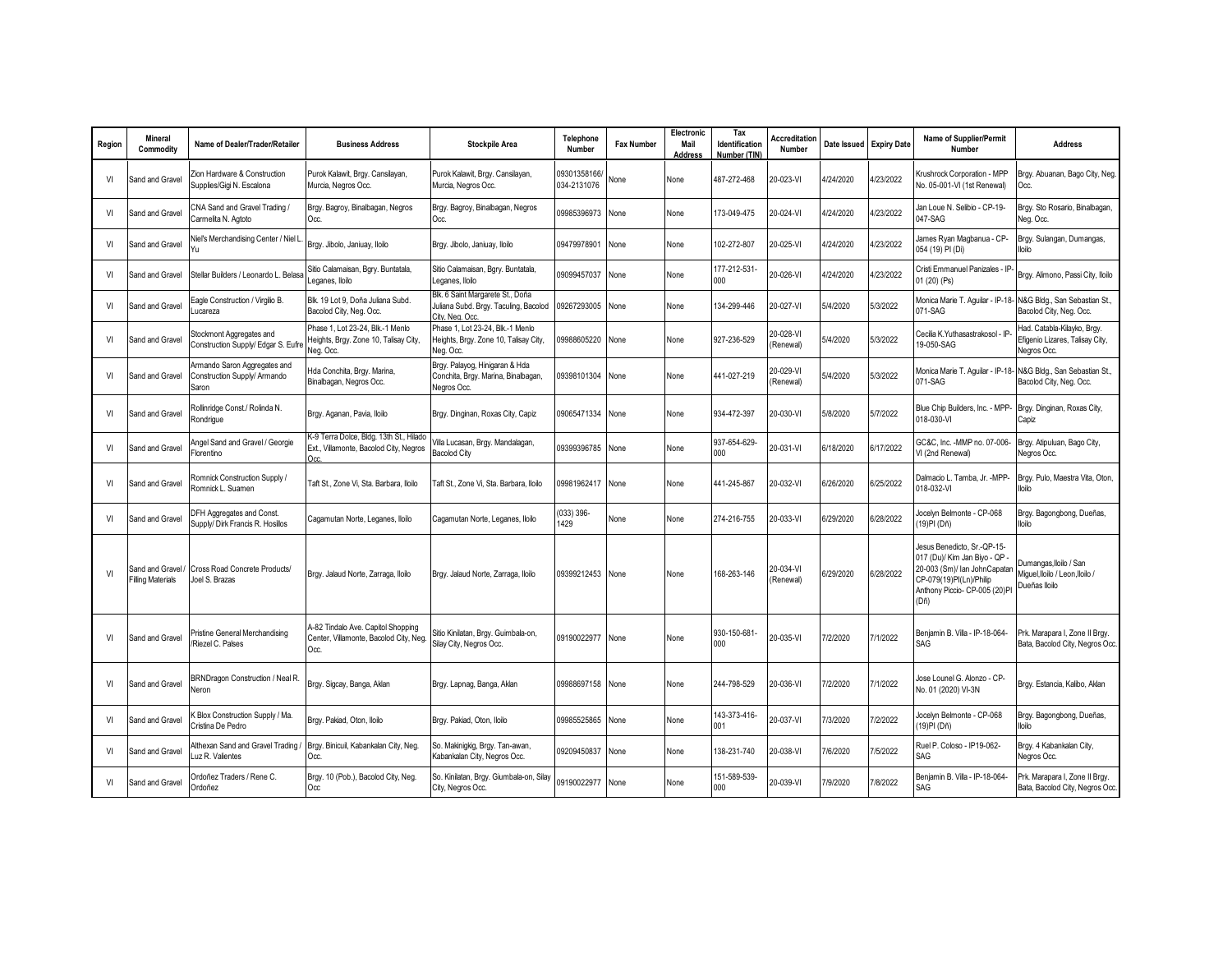| Region | Mineral Commodity | Name of Dealer/Trader/Retailer | Business Address | Stockpile Area | Telephone Number | Fax Number | Electronic Mail Address | Tax Identification Number (TIN) | Accreditation Number | Date Issued | Expiry Date | Name of Supplier/Permit Number | Address |
|---|---|---|---|---|---|---|---|---|---|---|---|---|---|
| VI | Sand and Gravel | Zion Hardware & Construction Supplies/Gigi N. Escalona | Purok Kalawit, Brgy. Cansilayan, Murcia, Negros Occ. | Purok Kalawit, Brgy. Cansilayan, Murcia, Negros Occ. | 09301358166/ 034-2131076 | None | None | 487-272-468 | 20-023-VI | 4/24/2020 | 4/23/2022 | Krushrock Corporation - MPP No. 05-001-VI (1st Renewal) | Brgy. Abuanan, Bago City, Neg. Occ. |
| VI | Sand and Gravel | CNA Sand and Gravel Trading / Carmelita N. Agtoto | Brgy. Bagroy, Binalbagan, Negros Occ. | Brgy. Bagroy, Binalbagan, Negros Occ. | 09985396973 | None | None | 173-049-475 | 20-024-VI | 4/24/2020 | 4/23/2022 | Jan Loue N. Selibio - CP-19-047-SAG | Brgy. Sto Rosario, Binalbagan, Neg. Occ. |
| VI | Sand and Gravel | Niel's Merchandising Center / Niel L. Yu | Brgy. Jibolo, Janiuay, Iloilo | Brgy. Jibolo, Janiuay, Iloilo | 09479978901 | None | None | 102-272-807 | 20-025-VI | 4/24/2020 | 4/23/2022 | James Ryan Magbanua - CP-054 (19) PI (Di) | Brgy. Sulangan, Dumangas, Iloilo |
| VI | Sand and Gravel | Stellar Builders / Leonardo L. Belasa | Sitio Calamaisan, Bgry. Buntatala, Leganes, Iloilo | Sitio Calamaisan, Bgry. Buntatala, Leganes, Iloilo | 09099457037 | None | None | 177-212-531-000 | 20-026-VI | 4/24/2020 | 4/23/2022 | Cristi Emmanuel Panizales - IP-01 (20) (Ps) | Brgy. Alimono, Passi City, Iloilo |
| VI | Sand and Gravel | Eagle Construction / Virgilio B. Lucareza | Blk. 19 Lot 9, Doña Juliana Subd. Bacolod City, Neg. Occ. | Blk. 6 Saint Margarete St., Doña Juliana Subd. Brgy. Taculing, Bacolod City, Neg. Occ. | 09267293005 | None | None | 134-299-446 | 20-027-VI | 5/4/2020 | 5/3/2022 | Monica Marie T. Aguilar - IP-18-071-SAG | N&G Bldg., San Sebastian St., Bacolod City, Neg. Occ. |
| VI | Sand and Gravel | Stockmont Aggregates and Construction Supply/ Edgar S. Eufre | Phase 1, Lot 23-24, Blk.-1 Menlo Heights, Brgy. Zone 10, Talisay City, Neg. Occ. | Phase 1, Lot 23-24, Blk.-1 Menlo Heights, Brgy. Zone 10, Talisay City, Neg. Occ. | 09988605220 | None | None | 927-236-529 | 20-028-VI (Renewal) | 5/4/2020 | 5/3/2022 | Cecilia K.Yuthasastrakosol - IP-19-050-SAG | Had. Catabla-Kilayko, Brgy. Efigenio Lizares, Talisay City, Negros Occ. |
| VI | Sand and Gravel | Armando Saron Aggregates and Construction Supply/ Armando Saron | Hda Conchita, Brgy. Marina, Binalbagan, Negros Occ. | Brgy. Palayog, Hinigaran & Hda Conchita, Brgy. Marina, Binalbagan, Negros Occ. | 09398101304 | None | None | 441-027-219 | 20-029-VI (Renewal) | 5/4/2020 | 5/3/2022 | Monica Marie T. Aguilar - IP-18-071-SAG | N&G Bldg., San Sebastian St., Bacolod City, Neg. Occ. |
| VI | Sand and Gravel | Rollinridge Const./ Rolinda N. Rondrigue | Brgy. Aganan, Pavia, Iloilo | Brgy. Dinginan, Roxas City, Capiz | 09065471334 | None | None | 934-472-397 | 20-030-VI | 5/8/2020 | 5/7/2022 | Blue Chip Builders, Inc. - MPP-018-030-VI | Brgy. Dinginan, Roxas City, Capiz |
| VI | Sand and Gravel | Angel Sand and Gravel / Georgie Florentino | K-9 Terra Dolce, Bldg. 13th St., Hilado Ext., Villamonte, Bacolod City, Negros Occ. | Villa Lucasan, Brgy. Mandalagan, Bacolod City | 09399396785 | None | None | 937-654-629-000 | 20-031-VI | 6/18/2020 | 6/17/2022 | GC&C, Inc. -MMP no. 07-006-VI (2nd Renewal) | Brgy. Atipuluan, Bago City, Negros Occ. |
| VI | Sand and Gravel | Romnick Construction Supply / Romnick L. Suamen | Taft St., Zone Vi, Sta. Barbara, Iloilo | Taft St., Zone Vi, Sta. Barbara, Iloilo | 09981962417 | None | None | 441-245-867 | 20-032-VI | 6/26/2020 | 6/25/2022 | Dalmacio L. Tamba, Jr. -MPP-018-032-VI | Brgy. Pulo, Maestra Vita, Oton, Iloilo |
| VI | Sand and Gravel | DFH Aggregates and Const. Supply/ Dirk Francis R. Hosillos | Cagamutan Norte, Leganes, Iloilo | Cagamutan Norte, Leganes, Iloilo | (033) 396-1429 | None | None | 274-216-755 | 20-033-VI | 6/29/2020 | 6/28/2022 | Jocelyn Belmonte - CP-068 (19)PI (Dñ) | Brgy. Bagongbong, Dueñas, Iloilo |
| VI | Sand and Gravel / Filling Materials | Cross Road Concrete Products/ Joel S. Brazas | Brgy. Jalaud Norte, Zarraga, Iloilo | Brgy. Jalaud Norte, Zarraga, Iloilo | 09399212453 | None | None | 168-263-146 | 20-034-VI (Renewal) | 6/29/2020 | 6/28/2022 | Jesus Benedicto, Sr.-QP-15-017 (Du)/ Kim Jan Biyo - QP - 20-003 (Sm)/ Ian JohnCapatan CP-079(19)PI(Ln)/Philip Anthony Piccio- CP-005 (20)PI (Dñ) | Dumangas,Iloilo / San Miguel,Iloilo / Leon,Iloilo / Dueñas Iloilo |
| VI | Sand and Gravel | Pristine General Merchandising /Riezel C. Palses | A-82 Tindalo Ave. Capitol Shopping Center, Villamonte, Bacolod City, Neg. Occ. | Sitio Kinilatan, Brgy. Guimbala-on, Silay City, Negros Occ. | 09190022977 | None | None | 930-150-681-000 | 20-035-VI | 7/2/2020 | 7/1/2022 | Benjamin B. Villa - IP-18-064-SAG | Prk. Marapara I, Zone II Brgy. Bata, Bacolod City, Negros Occ. |
| VI | Sand and Gravel | BRNDragon Construction / Neal R. Neron | Brgy. Sigcay, Banga, Aklan | Brgy. Lapnag, Banga, Aklan | 09988697158 | None | None | 244-798-529 | 20-036-VI | 7/2/2020 | 7/1/2022 | Jose Lounel G. Alonzo - CP-No. 01 (2020) VI-3N | Brgy. Estancia, Kalibo, Aklan |
| VI | Sand and Gravel | K Blox Construction Supply / Ma. Cristina De Pedro | Brgy. Pakiad, Oton, Iloilo | Brgy. Pakiad, Oton, Iloilo | 09985525865 | None | None | 143-373-416-001 | 20-037-VI | 7/3/2020 | 7/2/2022 | Jocelyn Belmonte - CP-068 (19)PI (Dñ) | Brgy. Bagongbong, Dueñas, Iloilo |
| VI | Sand and Gravel | Althexan Sand and Gravel Trading / Luz R. Valientes | Brgy. Binicuil, Kabankalan City, Neg. Occ. | So. Makinigkig, Brgy. Tan-awan, Kabankalan City, Negros Occ. | 09209450837 | None | None | 138-231-740 | 20-038-VI | 7/6/2020 | 7/5/2022 | Ruel P. Coloso - IP19-062-SAG | Brgy. 4 Kabankalan City, Negros Occ. |
| VI | Sand and Gravel | Ordoñez Traders / Rene C. Ordoñez | Brgy. 10 (Pob.), Bacolod City, Neg. Occ | So. Kinilatan, Brgy. Giumbala-on, Silay City, Negros Occ. | 09190022977 | None | None | 151-589-539-000 | 20-039-VI | 7/9/2020 | 7/8/2022 | Benjamin B. Villa - IP-18-064-SAG | Prk. Marapara I, Zone II Brgy. Bata, Bacolod City, Negros Occ. |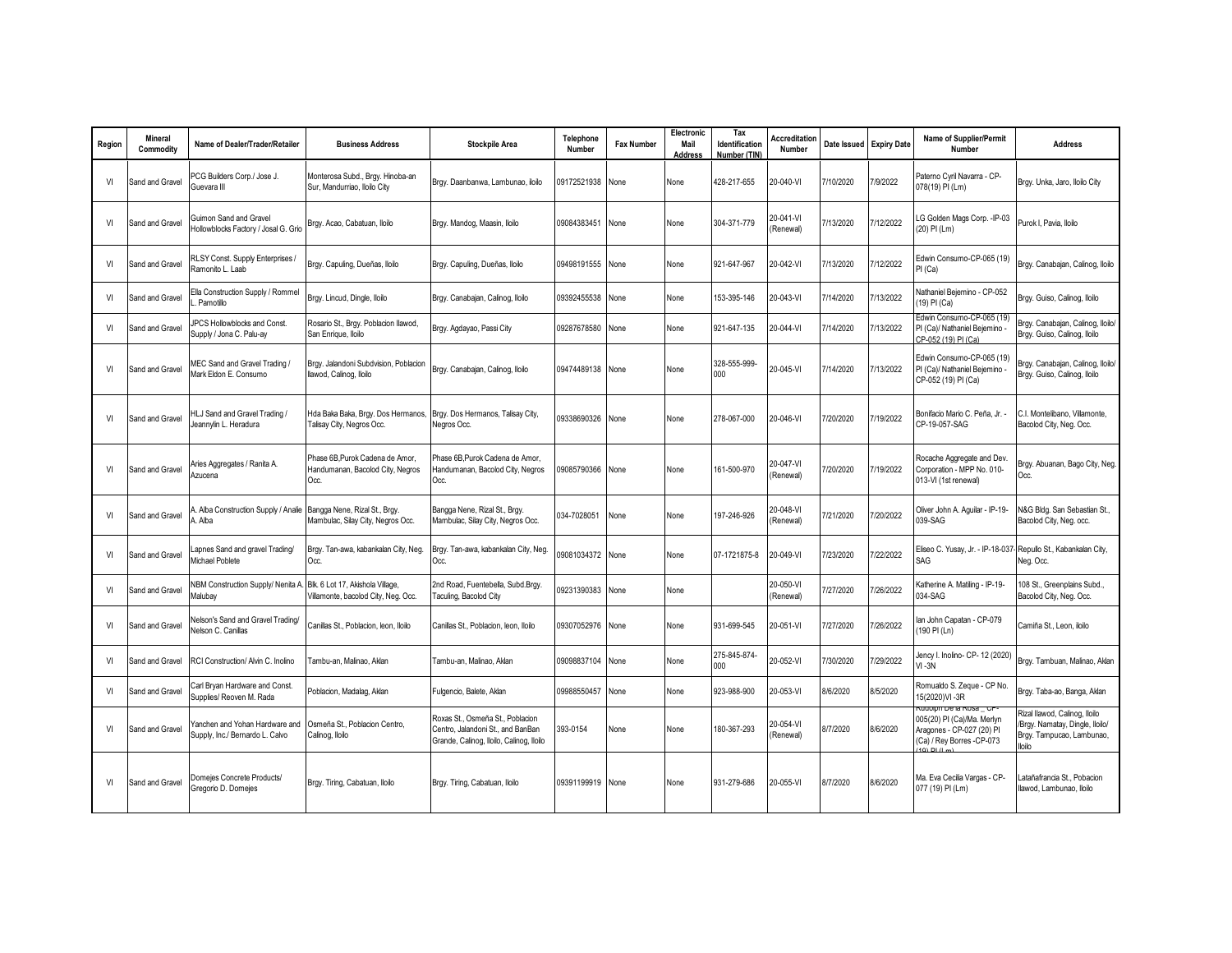| Region | Mineral Commodity | Name of Dealer/Trader/Retailer | Business Address | Stockpile Area | Telephone Number | Fax Number | Electronic Mail Address | Tax Identification Number (TIN) | Accreditation Number | Date Issued | Expiry Date | Name of Supplier/Permit Number | Address |
|---|---|---|---|---|---|---|---|---|---|---|---|---|---|
| VI | Sand and Gravel | PCG Builders Corp./ Jose J. Guevara III | Monterosa Subd., Brgy. Hinoba-an Sur, Mandurriao, Iloilo City | Brgy. Daanbanwa, Lambunao, iloilo | 09172521938 | None | None | 428-217-655 | 20-040-VI | 7/10/2020 | 7/9/2022 | Paterno Cyril Navarra - CP-078(19) PI (Lm) | Brgy. Unka, Jaro, Iloilo City |
| VI | Sand and Gravel | Guimon Sand and Gravel Hollowblocks Factory / Josal G. Grio | Brgy. Acao, Cabatuan, Iloilo | Brgy. Mandog, Maasin, Iloilo | 09084383451 | None | None | 304-371-779 | 20-041-VI (Renewal) | 7/13/2020 | 7/12/2022 | LG Golden Mags Corp. -IP-03 (20) PI (Lm) | Purok I, Pavia, Iloilo |
| VI | Sand and Gravel | RLSY Const. Supply Enterprises / Ramonito L. Laab | Brgy. Capuling, Dueñas, Iloilo | Brgy. Capuling, Dueñas, Iloilo | 09498191555 | None | None | 921-647-967 | 20-042-VI | 7/13/2020 | 7/12/2022 | Edwin Consumo-CP-065 (19) PI (Ca) | Brgy. Canabajan, Calinog, Iloilo |
| VI | Sand and Gravel | Ella Construction Supply / Rommel L. Pamotillo | Brgy. Lincud, Dingle, Iloilo | Brgy. Canabajan, Calinog, Iloilo | 09392455538 | None | None | 153-395-146 | 20-043-VI | 7/14/2020 | 7/13/2022 | Nathaniel Bejemino - CP-052 (19) PI (Ca) | Brgy. Guiso, Calinog, Iloilo |
| VI | Sand and Gravel | JPCS Hollowblocks and Const. Supply / Jona C. Palu-ay | Rosario St., Brgy. Poblacion Ilawod, San Enrique, Iloilo | Brgy. Agdayao, Passi City | 09287678580 | None | None | 921-647-135 | 20-044-VI | 7/14/2020 | 7/13/2022 | Edwin Consumo-CP-065 (19) PI (Ca)/ Nathaniel Bejemino - CP-052 (19) PI (Ca) | Brgy. Canabajan, Calinog, Iloilo/ Brgy. Guiso, Calinog, Iloilo |
| VI | Sand and Gravel | MEC Sand and Gravel Trading / Mark Eldon E. Consumo | Brgy. Jalandoni Subdvision, Poblacion Ilawod, Calinog, Iloilo | Brgy. Canabajan, Calinog, Iloilo | 09474489138 | None | None | 328-555-999-000 | 20-045-VI | 7/14/2020 | 7/13/2022 | Edwin Consumo-CP-065 (19) PI (Ca)/ Nathaniel Bejemino - CP-052 (19) PI (Ca) | Brgy. Canabajan, Calinog, Iloilo/ Brgy. Guiso, Calinog, Iloilo |
| VI | Sand and Gravel | HLJ Sand and Gravel Trading / Jeannylin L. Heradura | Hda Baka Baka, Brgy. Dos Hermanos, Talisay City, Negros Occ. | Brgy. Dos Hermanos, Talisay City, Negros Occ. | 09338690326 | None | None | 278-067-000 | 20-046-VI | 7/20/2020 | 7/19/2022 | Bonifacio Mario C. Peña, Jr. - CP-19-057-SAG | C.I. Montelibano, Villamonte, Bacolod City, Neg. Occ. |
| VI | Sand and Gravel | Aries Aggregates / Ranita A. Azucena | Phase 6B,Purok Cadena de Amor, Handumanan, Bacolod City, Negros Occ. | Phase 6B,Purok Cadena de Amor, Handumanan, Bacolod City, Negros Occ. | 09085790366 | None | None | 161-500-970 | 20-047-VI (Renewal) | 7/20/2020 | 7/19/2022 | Rocache Aggregate and Dev. Corporation - MPP No. 010-013-VI (1st renewal) | Brgy. Abuanan, Bago City, Neg. Occ. |
| VI | Sand and Gravel | A. Alba Construction Supply / Analie A. Alba | Bangga Nene, Rizal St., Brgy. Mambulac, Silay City, Negros Occ. | Bangga Nene, Rizal St., Brgy. Mambulac, Silay City, Negros Occ. | 034-7028051 | None | None | 197-246-926 | 20-048-VI (Renewal) | 7/21/2020 | 7/20/2022 | Oliver John A. Aguilar - IP-19-039-SAG | N&G Bldg. San Sebastian St., Bacolod City, Neg. occ. |
| VI | Sand and Gravel | Lapnes Sand and gravel Trading/ Michael Poblete | Brgy. Tan-awa, kabankalan City, Neg. Occ. | Brgy. Tan-awa, kabankalan City, Neg. Occ. | 09081034372 | None | None | 07-1721875-8 | 20-049-VI | 7/23/2020 | 7/22/2022 | Eliseo C. Yusay, Jr. - IP-18-037-SAG | Repullo St., Kabankalan City, Neg. Occ. |
| VI | Sand and Gravel | NBM Construction Supply/ Nenita A. Malubay | Blk. 6 Lot 17, Akishola Village, Villamonte, bacolod City, Neg. Occ. | 2nd Road, Fuentebella, Subd.Brgy. Taculing, Bacolod City | 09231390383 | None | None | | 20-050-VI (Renewal) | 7/27/2020 | 7/26/2022 | Katherine A. Matiling - IP-19-034-SAG | 108 St., Greenplains Subd., Bacolod City, Neg. Occ. |
| VI | Sand and Gravel | Nelson's Sand and Gravel Trading/ Nelson C. Canillas | Canillas St., Poblacion, leon, Iloilo | Canillas St., Poblacion, leon, Iloilo | 09307052976 | None | None | 931-699-545 | 20-051-VI | 7/27/2020 | 7/26/2022 | Ian John Capatan - CP-079 (190 PI (Ln) | Camiña St., Leon, iloilo |
| VI | Sand and Gravel | RCI Construction/ Alvin C. Inolino | Tambu-an, Malinao, Aklan | Tambu-an, Malinao, Aklan | 09098837104 | None | None | 275-845-874-000 | 20-052-VI | 7/30/2020 | 7/29/2022 | Jency I. Inolino- CP- 12 (2020) VI -3N | Brgy. Tambuan, Malinao, Aklan |
| VI | Sand and Gravel | Carl Bryan Hardware and Const. Supplies/ Reoven M. Rada | Poblacion, Madalag, Aklan | Fulgencio, Balete, Aklan | 09988550457 | None | None | 923-988-900 | 20-053-VI | 8/6/2020 | 8/5/2020 | Romualdo S. Zeque - CP No. 15(2020)VI -3R | Brgy. Taba-ao, Banga, Aklan |
| VI | Sand and Gravel | Yanchen and Yohan Hardware and Supply, Inc./ Bernardo L. Calvo | Osmeña St., Poblacion Centro, Calinog, Iloilo | Roxas St., Osmeña St., Poblacion Centro, Jalandoni St., and BanBan Grande, Calinog, Iloilo, Calinog, Iloilo | 393-0154 | None | None | 180-367-293 | 20-054-VI (Renewal) | 8/7/2020 | 8/6/2020 | Rudolph De la Rosa _ CP-005(20) PI (Ca)/Ma. Merlyn Aragones - CP-027 (20) PI (Ca) / Rey Borres -CP-073 (19) PI (Lm) | Rizal Ilawod, Calinog, Iloilo /Brgy. Namatay, Dingle, Iloilo/ Brgy. Tampucao, Lambunao, Iloilo |
| VI | Sand and Gravel | Domejes Concrete Products/ Gregorio D. Domejes | Brgy. Tiring, Cabatuan, Iloilo | Brgy. Tiring, Cabatuan, Iloilo | 09391199919 | None | None | 931-279-686 | 20-055-VI | 8/7/2020 | 8/6/2020 | Ma. Eva Cecilia Vargas - CP-077 (19) PI (Lm) | Latañafrancia St., Pobacion Ilawod, Lambunao, Iloilo |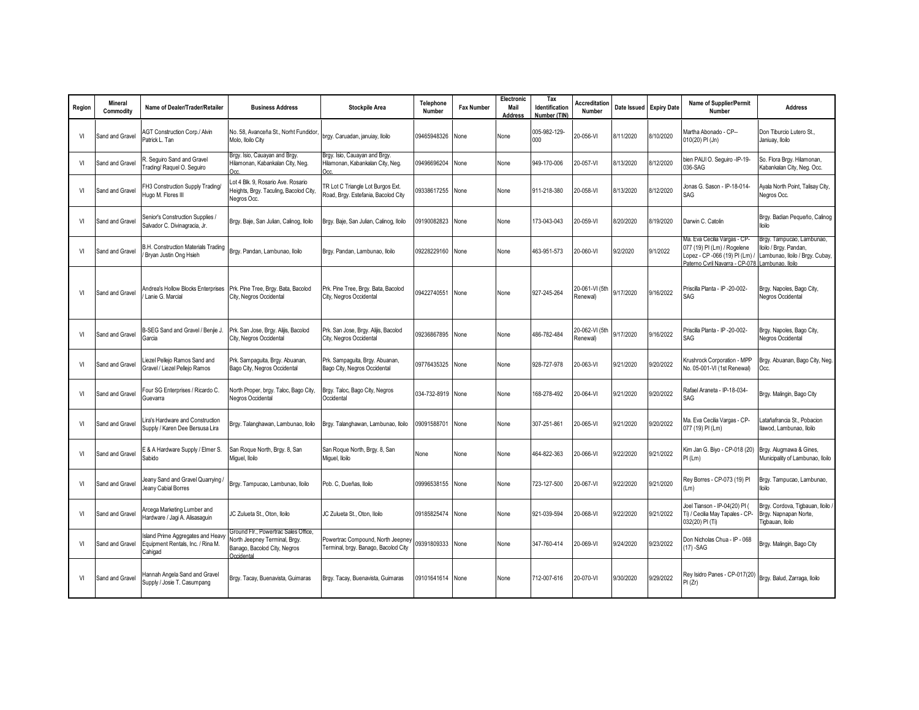| Region | Mineral Commodity | Name of Dealer/Trader/Retailer | Business Address | Stockpile Area | Telephone Number | Fax Number | Electronic Mail Address | Tax Identification Number (TIN) | Accreditation Number | Date Issued | Expiry Date | Name of Supplier/Permit Number | Address |
|---|---|---|---|---|---|---|---|---|---|---|---|---|---|
| VI | Sand and Gravel | AGT Construction Corp./ Alvin Patrick L. Tan | No. 58, Avanceña St., Norht Fundidor, Molo, Iloilo City | brgy. Caruadan, januiay, Iloilo | 09465948326 | None | None | 005-982-129-000 | 20-056-VI | 8/11/2020 | 8/10/2020 | Martha Abonado - CP--010(20) PI (Jn) | Don Tiburcio Lutero St., Janiuay, Iloilo |
| VI | Sand and Gravel | R. Seguiro Sand and Gravel Trading/ Raquel O. Seguiro | Brgy. Isio, Cauayan and Brgy. Hilamonan, Kabankalan City, Neg. Occ. | Brgy. Isio, Cauayan and Brgy. Hilamonan, Kabankalan City, Neg. Occ. | 09496696204 | None | None | 949-170-006 | 20-057-VI | 8/13/2020 | 8/12/2020 | bien PAUl O. Seguiro -IP-19-036-SAG | So. Flora Brgy. Hilamonan, Kabankalan City, Neg. Occ. |
| VI | Sand and Gravel | FH3 Construction Supply Trading/ Hugo M. Flores III | Lot 4 Blk. 9, Rosario Ave. Rosario Heights, Brgy. Taculing, Bacolod City, Negros Occ. | TR Lot C Triangle Lot Burgos Ext. Road, Brgy. Estefania, Bacolod City | 09338617255 | None | None | 911-218-380 | 20-058-VI | 8/13/2020 | 8/12/2020 | Jonas G. Sason - IP-18-014-SAG | Ayala North Point, Talisay City, Negros Occ. |
| VI | Sand and Gravel | Senior's Construction Supplies / Salvador C. Divinagracia, Jr. | Brgy. Baje, San Julian, Calinog, Iloilo | Brgy. Baje, San Julian, Calinog, Iloilo | 09190082823 | None | None | 173-043-043 | 20-059-VI | 8/20/2020 | 8/19/2020 | Darwin C. Catolin | Brgy. Badian Pequeño, Calinog Iloilo |
| VI | Sand and Gravel | B.H. Construction Materials Trading / Bryan Justin Ong Hsieh | Brgy. Pandan, Lambunao, Iloilo | Brgy. Pandan, Lambunao, Iloilo | 09228229160 | None | None | 463-951-573 | 20-060-VI | 9/2/2020 | 9/1/2022 | Ma. Eva Cecilia Vargas - CP-077 (19) PI (Lm) / Rogelene Lopez - CP -066 (19) PI (Lm) / Paterno Cyril Navarra - CP-078 | Brgy. Tampucao, Lambunao, Iloilo / Brgy. Pandan, Lambunao, Iloilo / Brgy. Cubay, Lambunao, Iloilo |
| VI | Sand and Gravel | Andrea's Hollow Blocks Enterprises / Lanie G. Marcial | Prk. Pine Tree, Brgy. Bata, Bacolod City, Negros Occidental | Prk. Pine Tree, Brgy. Bata, Bacolod City, Negros Occidental | 09422740551 | None | None | 927-245-264 | 20-061-VI (5th Renewal) | 9/17/2020 | 9/16/2022 | Priscilla Planta - IP -20-002-SAG | Brgy. Napoles, Bago City, Negros Occidental |
| VI | Sand and Gravel | B-SEG Sand and Gravel / Benjie J. Garcia | Prk. San Jose, Brgy. Alijis, Bacolod City, Negros Occidental | Prk. San Jose, Brgy. Alijis, Bacolod City, Negros Occidental | 09236867895 | None | None | 486-782-484 | 20-062-VI (5th Renewal) | 9/17/2020 | 9/16/2022 | Priscilla Planta - IP -20-002-SAG | Brgy. Napoles, Bago City, Negros Occidental |
| VI | Sand and Gravel | Liezel Pellejo Ramos Sand and Gravel / Liezel Pellejo Ramos | Prk. Sampaguita, Brgy. Abuanan, Bago City, Negros Occidental | Prk. Sampaguita, Brgy. Abuanan, Bago City, Negros Occidental | 09776435325 | None | None | 928-727-978 | 20-063-VI | 9/21/2020 | 9/20/2022 | Krushrock Corporation - MPP No. 05-001-VI (1st Renewal) | Brgy. Abuanan, Bago City, Neg. Occ. |
| VI | Sand and Gravel | Four SG Enterprises / Ricardo C. Guevarra | North Proper, brgy. Taloc, Bago City, Negros Occidental | Brgy. Taloc, Bago City, Negros Occidental | 034-732-8919 | None | None | 168-278-492 | 20-064-VI | 9/21/2020 | 9/20/2022 | Rafael Araneta - IP-18-034-SAG | Brgy. Malingin, Bago City |
| VI | Sand and Gravel | Lira's Hardware and Construction Supply / Karen Dee Bersusa Lira | Brgy. Talanghawan, Lambunao, Iloilo | Brgy. Talanghawan, Lambunao, Iloilo | 09091588701 | None | None | 307-251-861 | 20-065-VI | 9/21/2020 | 9/20/2022 | Ma. Eva Cecilia Vargas - CP-077 (19) PI (Lm) | Latañafrancia St., Pobacion Ilawod, Lambunao, Iloilo |
| VI | Sand and Gravel | E & A Hardware Supply / Elmer S. Sabido | San Roque North, Brgy. 8, San Miguel, Iloilo | San Roque North, Brgy. 8, San Miguel, Iloilo | None | None | None | 464-822-363 | 20-066-VI | 9/22/2020 | 9/21/2022 | Kim Jan G. Biyo - CP-018 (20) PI (Lm) | Brgy. Alugmawa & Gines, Municipality of Lambunao, Iloilo |
| VI | Sand and Gravel | Jeany Sand and Gravel Quarrying / Jeany Cabial Borres | Brgy. Tampucao, Lambunao, Iloilo | Pob. C, Dueñas, Iloilo | 09996538155 | None | None | 723-127-500 | 20-067-VI | 9/22/2020 | 9/21/2020 | Rey Borres - CP-073 (19) PI (Lm) | Brgy. Tampucao, Lambunao, Iloilo |
| VI | Sand and Gravel | Arcega Marketing Lumber and Hardware / Jagi A. Alisasaguin | JC Zulueta St., Oton, Iloilo | JC Zulueta St., Oton, Iloilo | 09185825474 | None | None | 921-039-594 | 20-068-VI | 9/22/2020 | 9/21/2022 | Joel Tianson - IP-04(20) PI ( Ti) / Cecilia May Tapales - CP-032(20) PI (Ti) | Brgy. Cordova, Tigbauan, Iloilo / Brgy. Napnapan Norte, Tigbauan, Iloilo |
| VI | Sand and Gravel | Island Prime Aggregates and Heavy Equipment Rentals, Inc. / Rina M. Cahigad | Ground Flr., Powertrac Sales Office, North Jeepney Terminal, Brgy. Banago, Bacolod City Negros Occidental | Powertrac Compound, North Jeepney Terminal, brgy. Banago, Bacolod City | 09391809333 | None | None | 347-760-414 | 20-069-VI | 9/24/2020 | 9/23/2022 | Don Nicholas Chua - IP - 068 (17) -SAG | Brgy. Malingin, Bago City |
| VI | Sand and Gravel | Hannah Angela Sand and Gravel Supply / Josie T. Casumpang | Brgy. Tacay, Buenavista, Guimaras | Brgy. Tacay, Buenavista, Guimaras | 09101641614 | None | None | 712-007-616 | 20-070-VI | 9/30/2020 | 9/29/2022 | Rey Isidro Panes - CP-017(20) PI (Zr) | Brgy. Balud, Zarraga, Iloilo |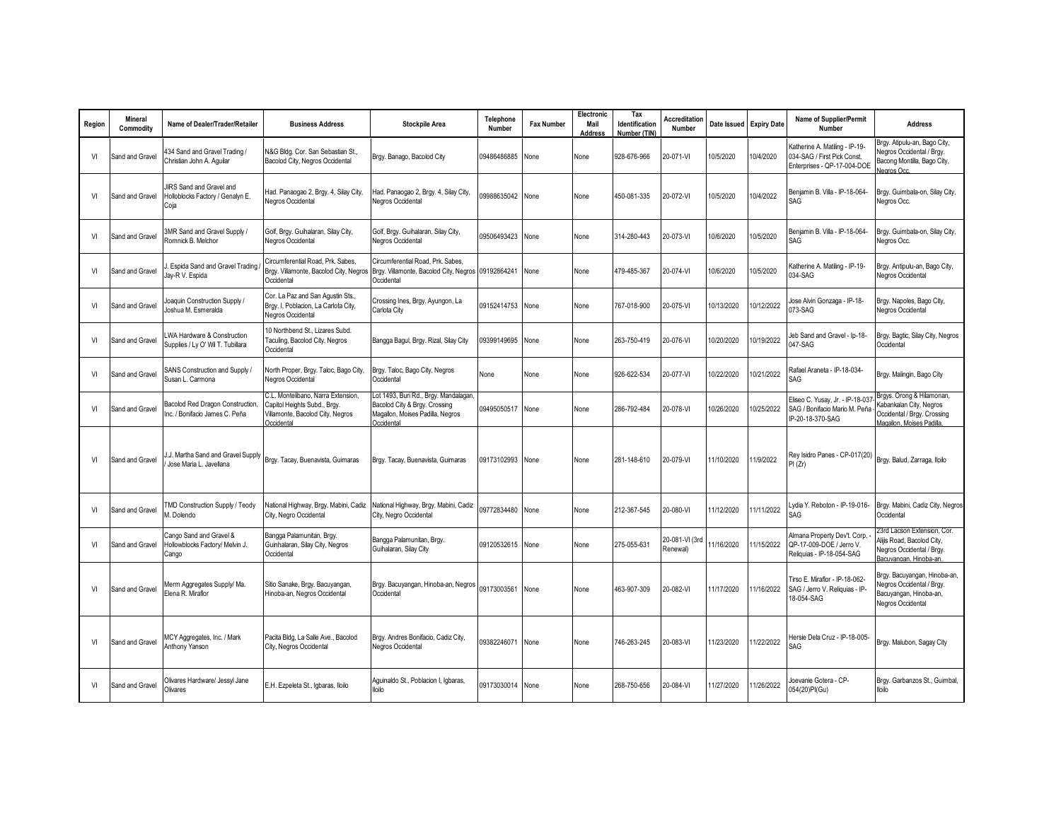| Region | Mineral Commodity | Name of Dealer/Trader/Retailer | Business Address | Stockpile Area | Telephone Number | Fax Number | Electronic Mail Address | Tax Identification Number (TIN) | Accreditation Number | Date Issued | Expiry Date | Name of Supplier/Permit Number | Address |
|---|---|---|---|---|---|---|---|---|---|---|---|---|---|
| VI | Sand and Gravel | 434 Sand and Gravel Trading / Christian John A. Aguilar | N&G Bldg. Cor. San Sebastian St., Bacolod City, Negros Occidental | Brgy. Banago, Bacolod City | 09486486885 | None | None | 928-676-966 | 20-071-VI | 10/5/2020 | 10/4/2020 | Katherine A. Matiling - IP-19-034-SAG / First Pick Const. Enterprises - QP-17-004-DOE | Brgy. Atipulu-an, Bago City, Negros Occidental / Brgy. Bacong Montilla, Bago City, Negros Occ. |
| VI | Sand and Gravel | JIRS Sand and Gravel and Holloblocks Factory / Genalyn E. Coja | Had. Panaogao 2, Brgy. 4, Silay City, Negros Occidental | Had. Panaogao 2, Brgy. 4, Silay City, Negros Occidental | 09988635042 | None | None | 450-081-335 | 20-072-VI | 10/5/2020 | 10/4/2022 | Benjamin B. Villa - IP-18-064-SAG | Brgy. Guimbala-on, Silay City, Negros Occ. |
| VI | Sand and Gravel | 3MR Sand and Gravel Supply / Romnick B. Melchor | Golf, Brgy. Guihalaran, Silay City, Negros Occidental | Golf, Brgy. Guihalaran, Silay City, Negros Occidental | 09506493423 | None | None | 314-280-443 | 20-073-VI | 10/6/2020 | 10/5/2020 | Benjamin B. Villa - IP-18-064-SAG | Brgy. Guimbala-on, Silay City, Negros Occ. |
| VI | Sand and Gravel | J. Espida Sand and Gravel Trading / Jay-R V. Espida | Circumferential Road, Prk. Sabes, Brgy. Villamonte, Bacolod City, Negros Occidental | Circumferential Road, Prk. Sabes, Brgy. Villamonte, Bacolod City, Negros Occidental | 09192864241 | None | None | 479-485-367 | 20-074-VI | 10/6/2020 | 10/5/2020 | Katherine A. Matiling - IP-19-034-SAG | Brgy. Antipulu-an, Bago City, Negros Occidental |
| VI | Sand and Gravel | Joaquin Construction Supply / Joshua M. Esmeralda | Cor. La Paz and San Agustin Sts., Brgy. I, Poblacion, La Carlota City, Negros Occidental | Crossing Ines, Brgy. Ayungon, La Carlota City | 09152414753 | None | None | 767-018-900 | 20-075-VI | 10/13/2020 | 10/12/2022 | Jose Alvin Gonzaga - IP-18-073-SAG | Brgy. Napoles, Bago City, Negros Occidental |
| VI | Sand and Gravel | LWA Hardware & Construction Supplies / Ly O' Wil T. Tubillara | 10 Northbend St., Lizares Subd. Taculing, Bacolod City, Negros Occidental | Bangga Bagul, Brgy. Rizal, Silay City | 09399149695 | None | None | 263-750-419 | 20-076-VI | 10/20/2020 | 10/19/2022 | Jeb Sand and Gravel - Ip-18-047-SAG | Brgy. Bagtic, Silay City, Negros Occidental |
| VI | Sand and Gravel | SANS Construction and Supply / Susan L. Carmona | North Proper, Brgy. Taloc, Bago City, Negros Occidental | Brgy. Taloc, Bago City, Negros Occidental | None | None | None | 926-622-534 | 20-077-VI | 10/22/2020 | 10/21/2022 | Rafael Araneta - IP-18-034-SAG | Brgy. Malingin, Bago City |
| VI | Sand and Gravel | Bacolod Red Dragon Construction, Inc. / Bonifacio James C. Peña | C.L. Montelibano, Narra Extension, Capitol Heights Subd., Brgy. Villamonte, Bacolod City, Negros Occidental | Lot 1493, Buri Rd., Brgy. Mandalagan, Bacolod City & Brgy. Crossing Magallon, Moises Padilla, Negros Occidental | 09495050517 | None | None | 286-792-484 | 20-078-VI | 10/26/2020 | 10/25/2022 | Eliseo C. Yusay, Jr. - IP-18-037-SAG / Bonifacio Mario M. Peña - IP-20-18-370-SAG | Brgys. Orong & Hilamonan, Kabankalan City, Negros Occidental / Brgy. Crossing Magallon, Moises Padilla, |
| VI | Sand and Gravel | J.J. Martha Sand and Gravel Supply / Jose Maria L. Javellana | Brgy. Tacay, Buenavista, Guimaras | Brgy. Tacay, Buenavista, Guimaras | 09173102993 | None | None | 281-148-610 | 20-079-VI | 11/10/2020 | 11/9/2022 | Rey Isidro Panes - CP-017(20) PI (Zr) | Brgy. Balud, Zarraga, Iloilo |
| VI | Sand and Gravel | TMD Construction Supply / Teody M. Dolendo | National Highway, Brgy. Mabini, Cadiz City, Negros Occidental | National Highway, Brgy. Mabini, Cadiz City, Negros Occidental | 09772834480 | None | None | 212-367-545 | 20-080-VI | 11/12/2020 | 11/11/2022 | Lydia Y. Reboton - IP-19-016-SAG | Brgy. Mabini, Cadiz City, Negros Occidental |
| VI | Sand and Gravel | Cango Sand and Gravel & Hollowblocks Factory/ Melvin J. Cango | Bangga Palamunitan, Brgy. Guinhalaran, Silay City, Negros Occidental | Bangga Palamunitan, Brgy. Guihalaran, Silay City | 09120532615 | None | None | 275-055-631 | 20-081-VI (3rd Renewal) | 11/16/2020 | 11/15/2022 | Almana Property Dev't. Corp. - QP-17-009-DOE / Jerro V. Reliquias - IP-18-054-SAG | 23rd Lacson Extension, Cor. Alijis Road, Bacolod City, Negros Occidental / Brgy. Bacuyangan, Hinoba-an, |
| VI | Sand and Gravel | Merm Aggregates Supply/ Ma. Elena R. Miraflor | Sitio Sanake, Brgy. Bacuyangan, Hinoba-an, Negros Occidental | Brgy. Bacuyangan, Hinoba-an, Negros Occidental | 09173003561 | None | None | 463-907-309 | 20-082-VI | 11/17/2020 | 11/16/2022 | Tirso E. Miraflor - IP-18-062-SAG / Jerro V. Reliquias - IP-18-054-SAG | Brgy. Bacuyangan, Hinoba-an, Negros Occidental / Brgy. Bacuyangan, Hinoba-an, Negros Occidental |
| VI | Sand and Gravel | MCY Aggregates, Inc. / Mark Anthony Yanson | Pacita Bldg, La Salle Ave., Bacolod City, Negros Occidental | Brgy. Andres Bonifacio, Cadiz City, Negros Occidental | 09382246071 | None | None | 746-263-245 | 20-083-VI | 11/23/2020 | 11/22/2022 | Hersie Dela Cruz - IP-18-005-SAG | Brgy. Malubon, Sagay City |
| VI | Sand and Gravel | Olivares Hardware/ Jessyl Jane Olivares | E.H. Ezpeleta St., Igbaras, Iloilo | Aguinaldo St., Poblacion I, Igbaras, Iloilo | 09173030014 | None | None | 268-750-656 | 20-084-VI | 11/27/2020 | 11/26/2022 | Joevanie Gotera - CP-054(20)PI(Gu) | Brgy. Garbanzos St., Guimbal, Iloilo |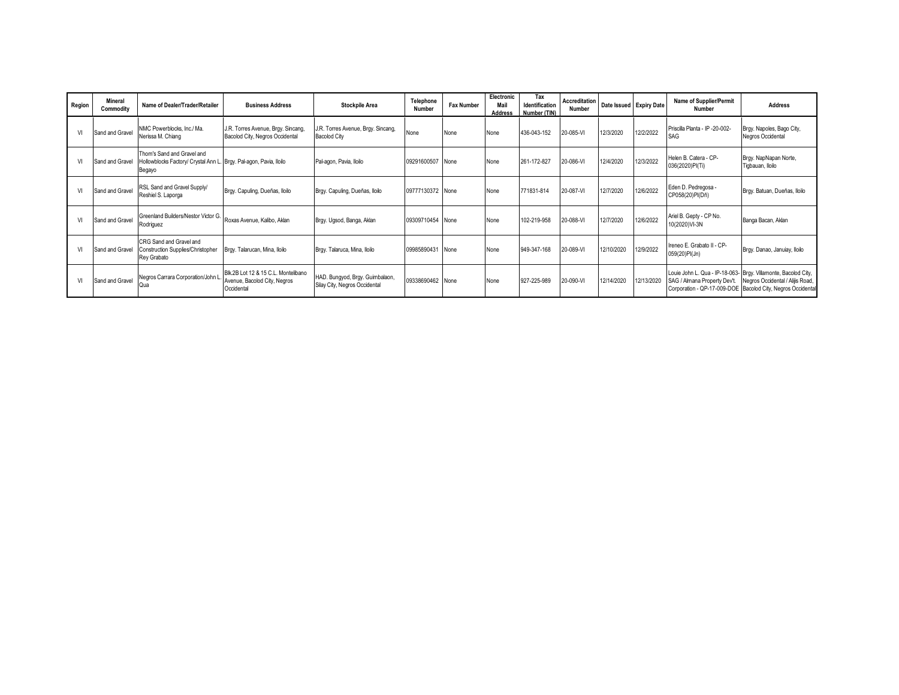| Region | Mineral Commodity | Name of Dealer/Trader/Retailer | Business Address | Stockpile Area | Telephone Number | Fax Number | Electronic Mail Address | Tax Identification Number (TIN) | Accreditation Number | Date Issued | Expiry Date | Name of Supplier/Permit Number | Address |
|---|---|---|---|---|---|---|---|---|---|---|---|---|---|
| VI | Sand and Gravel | NMC Powerblocks, Inc./ Ma. Nerissa M. Chiang | J.R. Torres Avenue, Brgy. Sincang, Bacolod City, Negros Occidental | J.R. Torres Avenue, Brgy. Sincang, Bacolod City | None | None | None | 436-043-152 | 20-085-VI | 12/3/2020 | 12/2/2022 | Priscilla Planta - IP -20-002-SAG | Brgy. Napoles, Bago City, Negros Occidental |
| VI | Sand and Gravel | Thom's Sand and Gravel and Hollowblocks Factory/ Crystal Ann L. Begayo | Brgy. Pal-agon, Pavia, Iloilo | Pal-agon, Pavia, Iloilo | 09291600507 | None | None | 261-172-827 | 20-086-VI | 12/4/2020 | 12/3/2022 | Helen B. Catera - CP-036(2020)PI(Ti) | Brgy. NapNapan Norte, Tigbauan, Iloilo |
| VI | Sand and Gravel | RSL Sand and Gravel Supply/ Reshiel S. Laporga | Brgy. Capuling, Dueñas, Iloilo | Brgy. Capuling, Dueñas, Iloilo | 09777130372 | None | None | 771831-814 | 20-087-VI | 12/7/2020 | 12/6/2022 | Eden D. Pedregosa - CP058(20)PI(Dñ) | Brgy. Batuan, Dueñas, Iloilo |
| VI | Sand and Gravel | Greenland Builders/Nestor Victor G. Rodriguez | Roxas Avenue, Kalibo, Aklan | Brgy. Ugsod, Banga, Aklan | 09309710454 | None | None | 102-219-958 | 20-088-VI | 12/7/2020 | 12/6/2022 | Ariel B. Gepty - CP No. 10(2020)VI-3N | Banga Bacan, Aklan |
| VI | Sand and Gravel | CRG Sand and Gravel and Construction Supplies/Christopher Rey Grabato | Brgy. Talarucan, Mina, Iloilo | Brgy. Talaruca, Mina, Iloilo | 09985890431 | None | None | 949-347-168 | 20-089-VI | 12/10/2020 | 12/9/2022 | Ireneo E. Grabato II - CP-059(20)PI(Jn) | Brgy. Danao, Januiay, Iloilo |
| VI | Sand and Gravel | Negros Carrara Corporation/John L. Qua | Blk.2B Lot 12 & 15 C.L. Montelibano Avenue, Bacolod City, Negros Occidental | HAD. Bungyod, Brgy. Guimbalaon, Silay City, Negros Occidental | 09338690462 | None | None | 927-225-989 | 20-090-VI | 12/14/2020 | 12/13/2020 | Louie John L. Qua - IP-18-063-SAG / Almana Property Dev't. Corporation - QP-17-009-DOE | Brgy. Villamonte, Bacolod City, Negros Occidental / Alijis Road, Bacolod City, Negros Occidental |